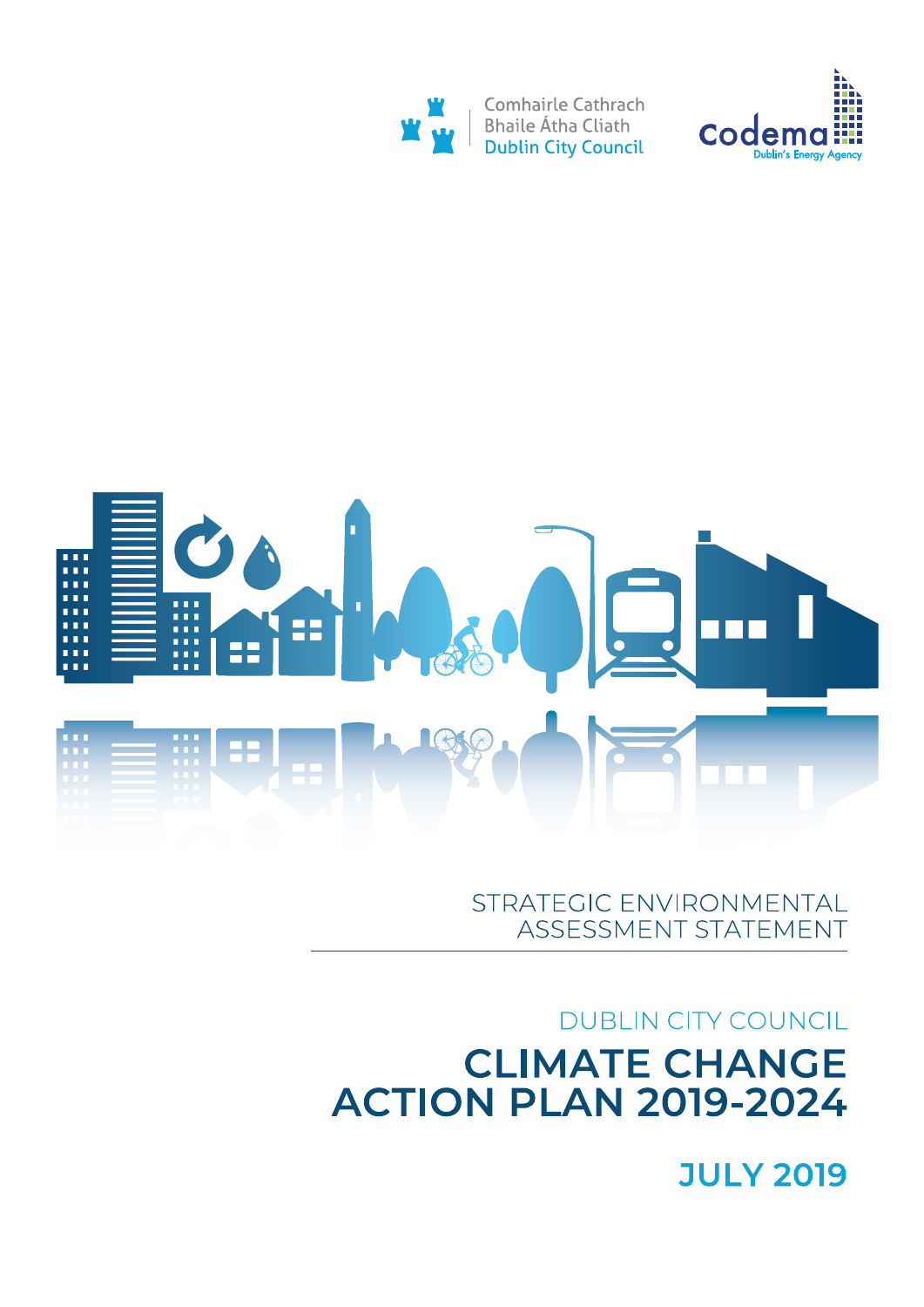Comhairle Cathrach
Bhaile Átha Cliath
Dublin City Council

codema
Dublin's Energy Agency

STRATEGIC ENVIRONMENTAL
ASSESSMENT STATEMENT

DUBLIN CITY COUNCIL

# CLIMATE CHANGE ACTION PLAN 2019-2024

**JULY 2019**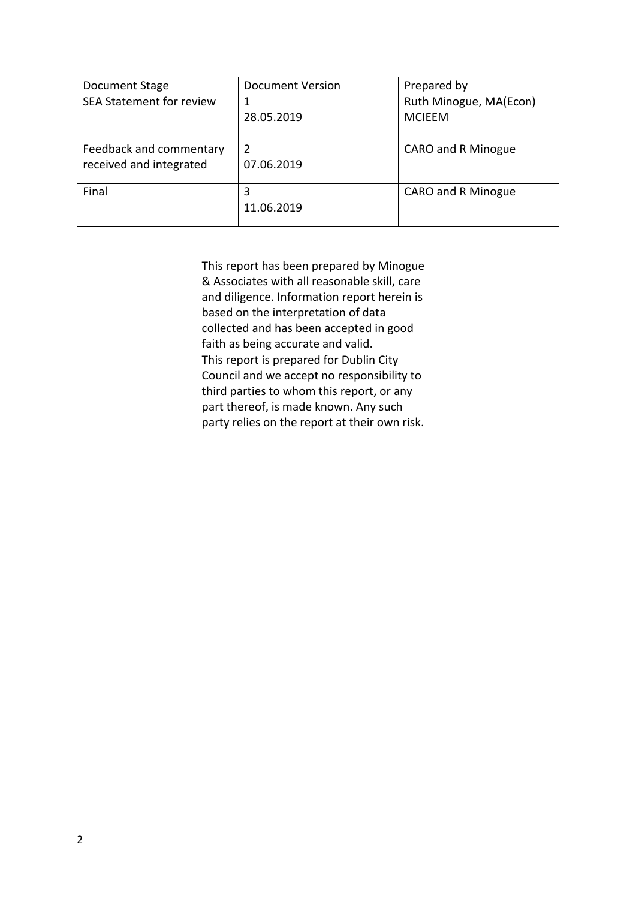| Document Stage | Document Version | Prepared by |
|---|---|---|
| SEA Statement for review | 1<br>28.05.2019 | Ruth Minogue, MA(Econ)<br>MCIEEM |
| Feedback and commentary received and integrated | 2<br>07.06.2019 | CARO and R Minogue |
| Final | 3<br>11.06.2019 | CARO and R Minogue |

This report has been prepared by Minogue & Associates with all reasonable skill, care and diligence. Information report herein is based on the interpretation of data collected and has been accepted in good faith as being accurate and valid. This report is prepared for Dublin City Council and we accept no responsibility to third parties to whom this report, or any part thereof, is made known. Any such party relies on the report at their own risk.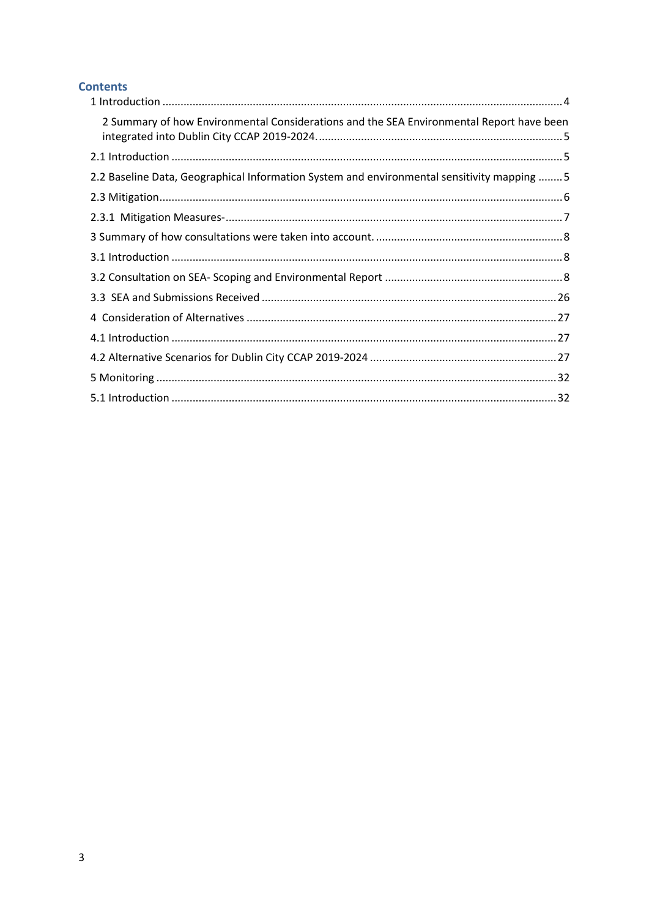## Contents

1 Introduction .................................................................................................................................4

2 Summary of how Environmental Considerations and the SEA Environmental Report have been integrated into Dublin City CCAP 2019-2024. ..............................................................................5

2.1 Introduction ..............................................................................................................................5

2.2 Baseline Data, Geographical Information System and environmental sensitivity mapping ........5

2.3 Mitigation..................................................................................................................................6

2.3.1 Mitigation Measures- ............................................................................................................7

3 Summary of how consultations were taken into account. ............................................................8

3.1 Introduction ..............................................................................................................................8

3.2 Consultation on SEA- Scoping and Environmental Report ..........................................................8

3.3 SEA and Submissions Received .................................................................................................26

4 Consideration of Alternatives .....................................................................................................27

4.1 Introduction .............................................................................................................................27

4.2 Alternative Scenarios for Dublin City CCAP 2019-2024 .............................................................27

5 Monitoring ..................................................................................................................................32

5.1 Introduction .............................................................................................................................32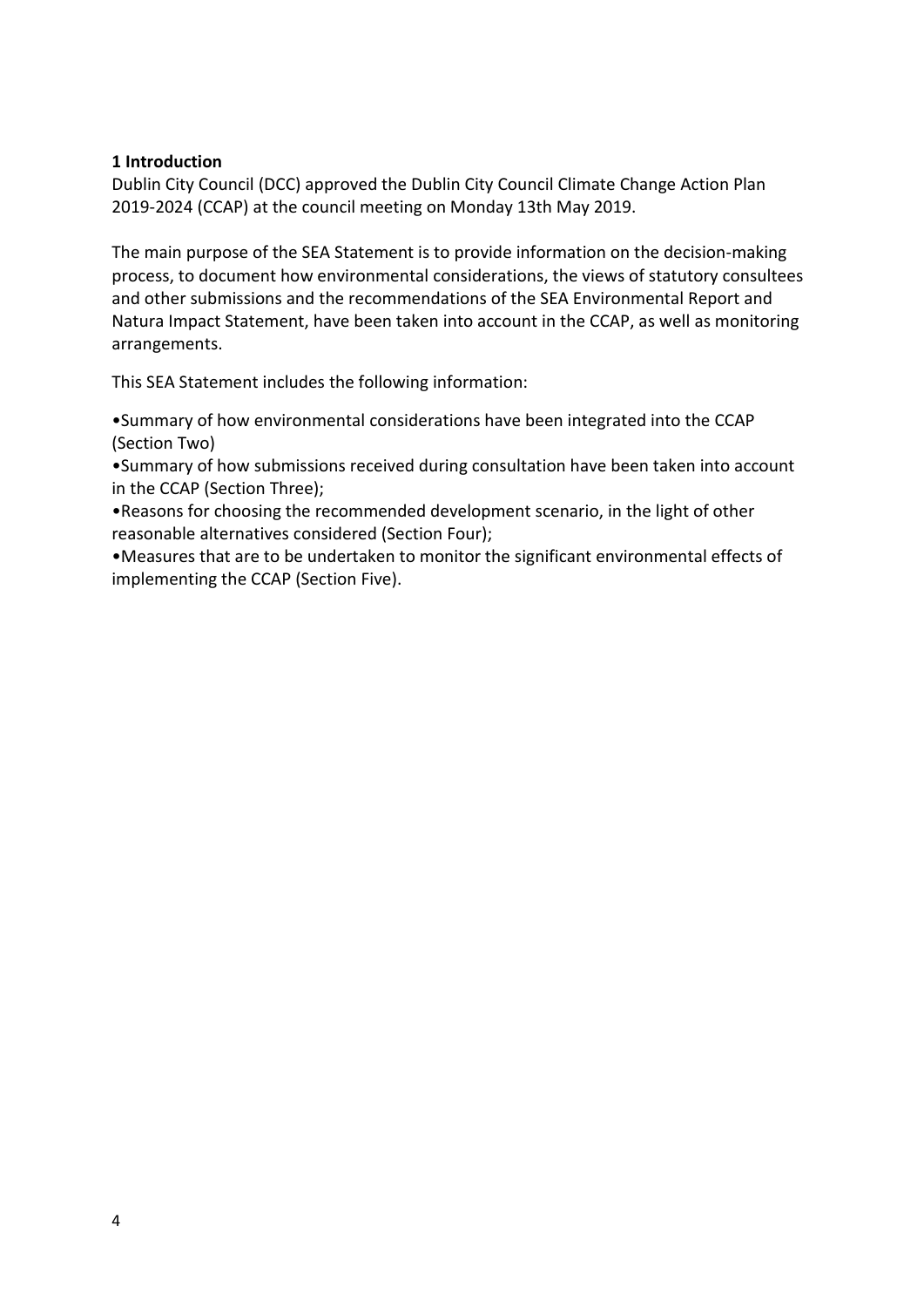## 1 Introduction

Dublin City Council (DCC) approved the Dublin City Council Climate Change Action Plan 2019-2024 (CCAP) at the council meeting on Monday 13th May 2019.

The main purpose of the SEA Statement is to provide information on the decision-making process, to document how environmental considerations, the views of statutory consultees and other submissions and the recommendations of the SEA Environmental Report and Natura Impact Statement, have been taken into account in the CCAP, as well as monitoring arrangements.

This SEA Statement includes the following information:

- Summary of how environmental considerations have been integrated into the CCAP (Section Two)
- Summary of how submissions received during consultation have been taken into account in the CCAP (Section Three);
- Reasons for choosing the recommended development scenario, in the light of other reasonable alternatives considered (Section Four);
- Measures that are to be undertaken to monitor the significant environmental effects of implementing the CCAP (Section Five).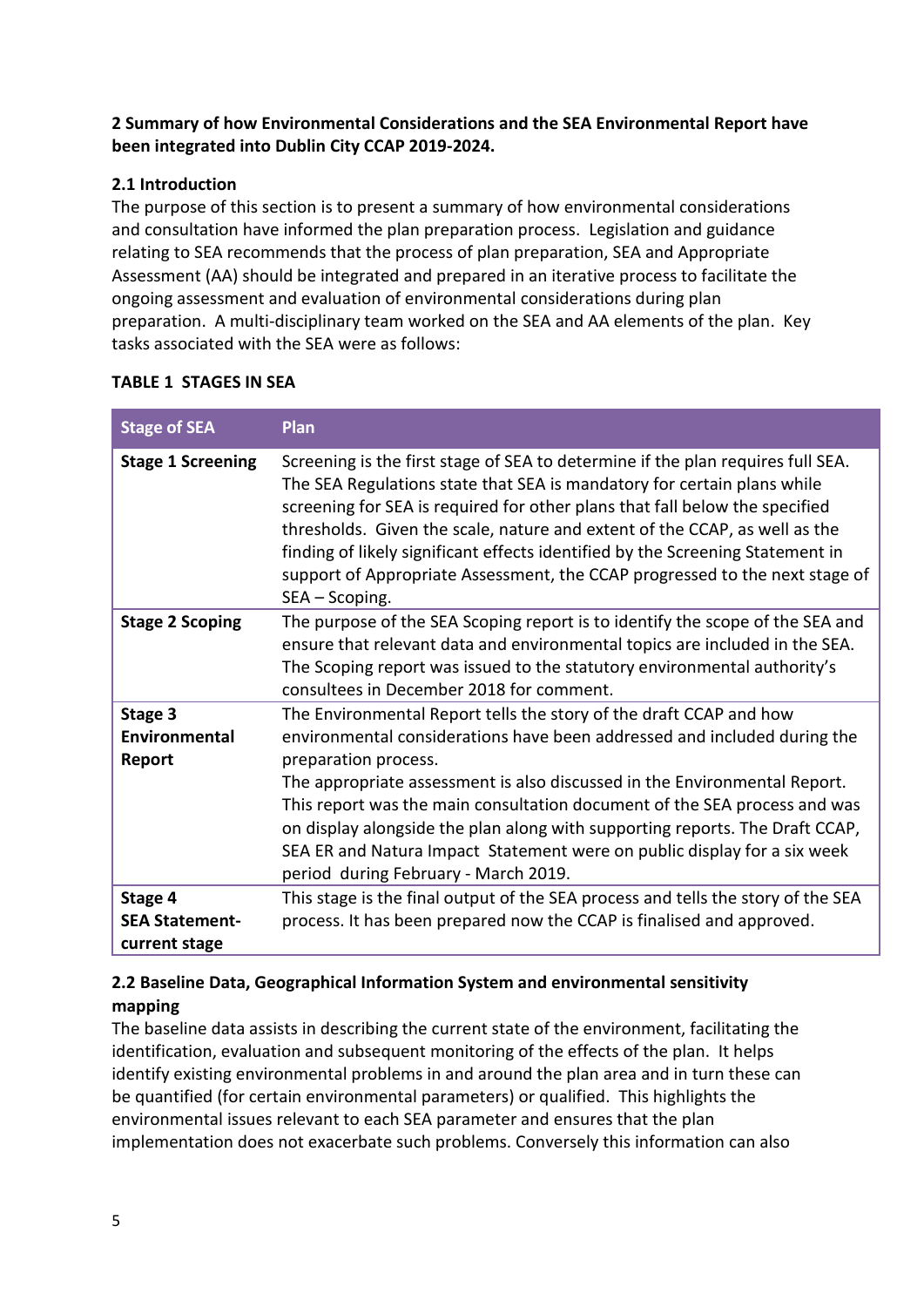**2 Summary of how Environmental Considerations and the SEA Environmental Report have been integrated into Dublin City CCAP 2019-2024.**

**2.1 Introduction**

The purpose of this section is to present a summary of how environmental considerations and consultation have informed the plan preparation process. Legislation and guidance relating to SEA recommends that the process of plan preparation, SEA and Appropriate Assessment (AA) should be integrated and prepared in an iterative process to facilitate the ongoing assessment and evaluation of environmental considerations during plan preparation. A multi-disciplinary team worked on the SEA and AA elements of the plan. Key tasks associated with the SEA were as follows:

**TABLE 1 STAGES IN SEA**

| Stage of SEA | Plan |
|---|---|
| **Stage 1 Screening** | Screening is the first stage of SEA to determine if the plan requires full SEA. The SEA Regulations state that SEA is mandatory for certain plans while screening for SEA is required for other plans that fall below the specified thresholds. Given the scale, nature and extent of the CCAP, as well as the finding of likely significant effects identified by the Screening Statement in support of Appropriate Assessment, the CCAP progressed to the next stage of SEA – Scoping. |
| **Stage 2 Scoping** | The purpose of the SEA Scoping report is to identify the scope of the SEA and ensure that relevant data and environmental topics are included in the SEA. The Scoping report was issued to the statutory environmental authority's consultees in December 2018 for comment. |
| **Stage 3 Environmental Report** | The Environmental Report tells the story of the draft CCAP and how environmental considerations have been addressed and included during the preparation process. The appropriate assessment is also discussed in the Environmental Report. This report was the main consultation document of the SEA process and was on display alongside the plan along with supporting reports. The Draft CCAP, SEA ER and Natura Impact Statement were on public display for a six week period during February - March 2019. |
| **Stage 4 SEA Statement- current stage** | This stage is the final output of the SEA process and tells the story of the SEA process. It has been prepared now the CCAP is finalised and approved. |

**2.2 Baseline Data, Geographical Information System and environmental sensitivity mapping**

The baseline data assists in describing the current state of the environment, facilitating the identification, evaluation and subsequent monitoring of the effects of the plan. It helps identify existing environmental problems in and around the plan area and in turn these can be quantified (for certain environmental parameters) or qualified. This highlights the environmental issues relevant to each SEA parameter and ensures that the plan implementation does not exacerbate such problems. Conversely this information can also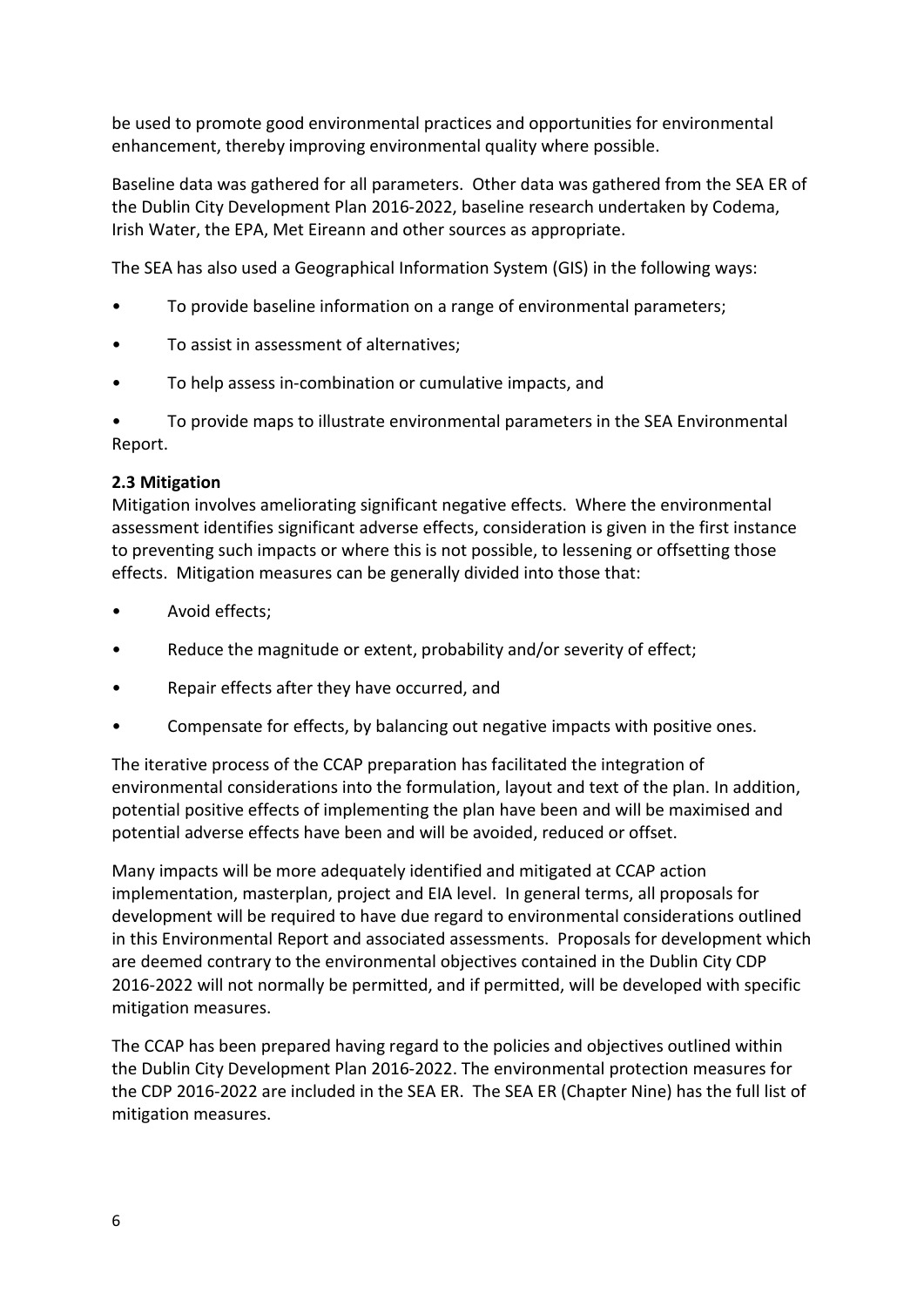be used to promote good environmental practices and opportunities for environmental enhancement, thereby improving environmental quality where possible.

Baseline data was gathered for all parameters. Other data was gathered from the SEA ER of the Dublin City Development Plan 2016-2022, baseline research undertaken by Codema, Irish Water, the EPA, Met Eireann and other sources as appropriate.

The SEA has also used a Geographical Information System (GIS) in the following ways:

- To provide baseline information on a range of environmental parameters;
- To assist in assessment of alternatives;
- To help assess in-combination or cumulative impacts, and
- To provide maps to illustrate environmental parameters in the SEA Environmental Report.

### 2.3 Mitigation

Mitigation involves ameliorating significant negative effects. Where the environmental assessment identifies significant adverse effects, consideration is given in the first instance to preventing such impacts or where this is not possible, to lessening or offsetting those effects. Mitigation measures can be generally divided into those that:

- Avoid effects;
- Reduce the magnitude or extent, probability and/or severity of effect;
- Repair effects after they have occurred, and
- Compensate for effects, by balancing out negative impacts with positive ones.

The iterative process of the CCAP preparation has facilitated the integration of environmental considerations into the formulation, layout and text of the plan. In addition, potential positive effects of implementing the plan have been and will be maximised and potential adverse effects have been and will be avoided, reduced or offset.

Many impacts will be more adequately identified and mitigated at CCAP action implementation, masterplan, project and EIA level. In general terms, all proposals for development will be required to have due regard to environmental considerations outlined in this Environmental Report and associated assessments. Proposals for development which are deemed contrary to the environmental objectives contained in the Dublin City CDP 2016-2022 will not normally be permitted, and if permitted, will be developed with specific mitigation measures.

The CCAP has been prepared having regard to the policies and objectives outlined within the Dublin City Development Plan 2016-2022. The environmental protection measures for the CDP 2016-2022 are included in the SEA ER. The SEA ER (Chapter Nine) has the full list of mitigation measures.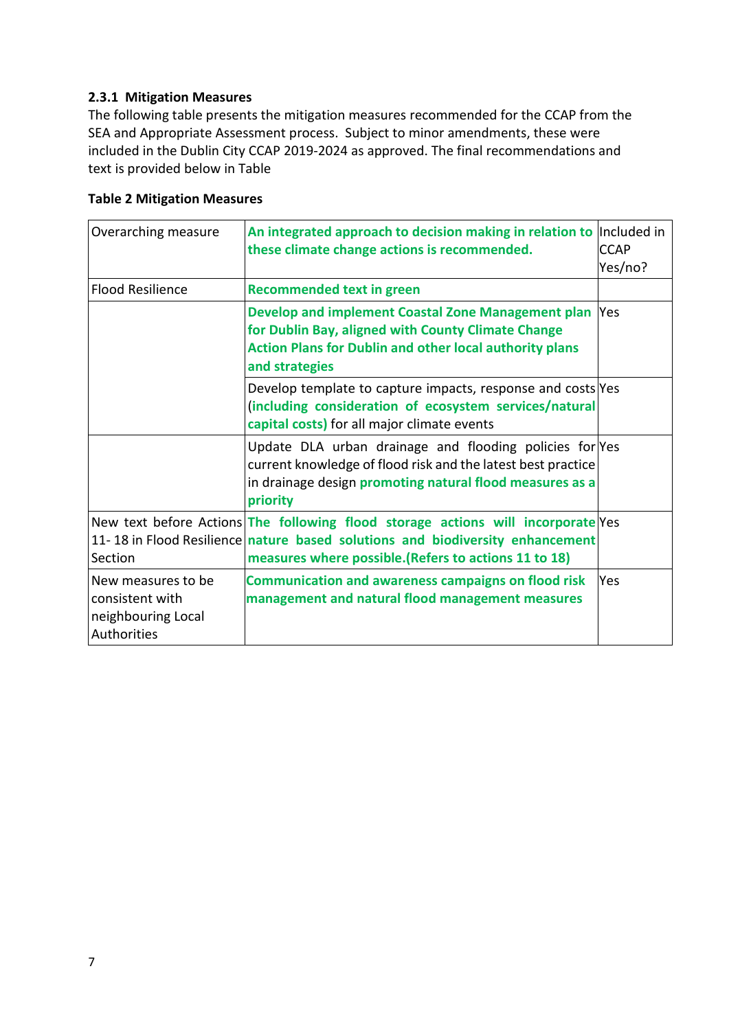### 2.3.1 Mitigation Measures

The following table presents the mitigation measures recommended for the CCAP from the SEA and Appropriate Assessment process. Subject to minor amendments, these were included in the Dublin City CCAP 2019-2024 as approved. The final recommendations and text is provided below in Table

**Table 2 Mitigation Measures**

| Overarching measure | **An integrated approach to decision making in relation to these climate change actions is recommended.** | Included in CCAP Yes/no? |
|---|---|---|
| Flood Resilience | **Recommended text in green** | |
| | **Develop and implement Coastal Zone Management plan for Dublin Bay, aligned with County Climate Change Action Plans for Dublin and other local authority plans and strategies** | Yes |
| | Develop template to capture impacts, response and costs **(including consideration of ecosystem services/natural capital costs)** for all major climate events | Yes |
| | Update DLA urban drainage and flooding policies for current knowledge of flood risk and the latest best practice in drainage design **promoting natural flood measures as a priority** | Yes |
| New text before Actions 11- 18 in Flood Resilience Section | **The following flood storage actions will incorporate nature based solutions and biodiversity enhancement measures where possible.(Refers to actions 11 to 18)** | Yes |
| New measures to be consistent with neighbouring Local Authorities | **Communication and awareness campaigns on flood risk management and natural flood management measures** | Yes |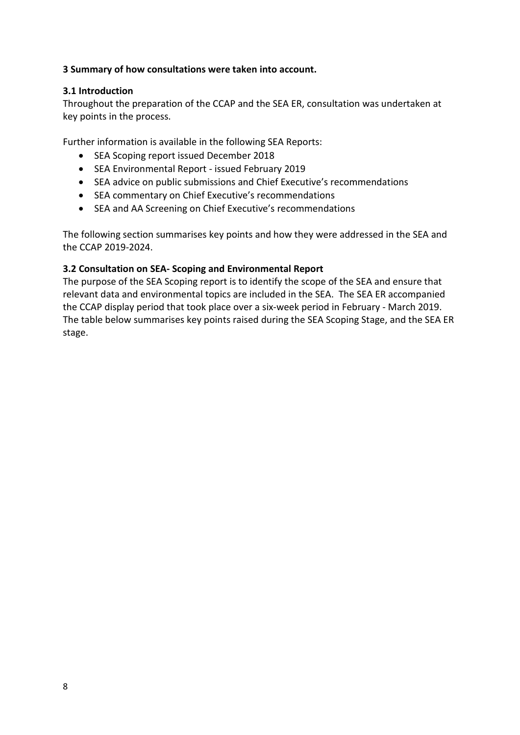## 3 Summary of how consultations were taken into account.

### 3.1 Introduction

Throughout the preparation of the CCAP and the SEA ER, consultation was undertaken at key points in the process.

Further information is available in the following SEA Reports:

- SEA Scoping report issued December 2018
- SEA Environmental Report - issued February 2019
- SEA advice on public submissions and Chief Executive's recommendations
- SEA commentary on Chief Executive's recommendations
- SEA and AA Screening on Chief Executive's recommendations

The following section summarises key points and how they were addressed in the SEA and the CCAP 2019-2024.

### 3.2 Consultation on SEA- Scoping and Environmental Report

The purpose of the SEA Scoping report is to identify the scope of the SEA and ensure that relevant data and environmental topics are included in the SEA. The SEA ER accompanied the CCAP display period that took place over a six-week period in February - March 2019. The table below summarises key points raised during the SEA Scoping Stage, and the SEA ER stage.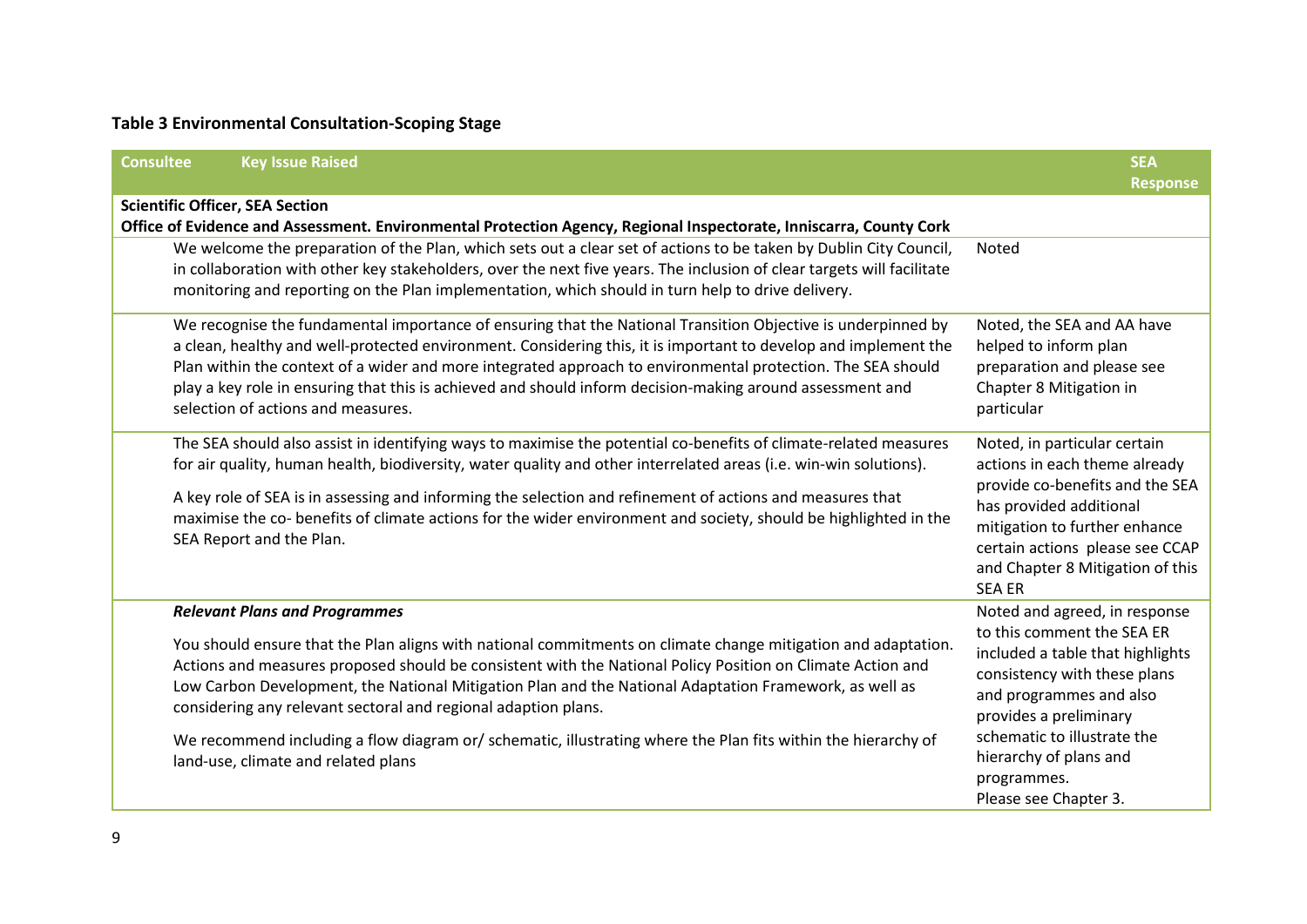**Table 3 Environmental Consultation-Scoping Stage**

| Consultee | Key Issue Raised | SEA Response |
|---|---|---|
| **Scientific Officer, SEA Section** **Office of Evidence and Assessment. Environmental Protection Agency, Regional Inspectorate, Inniscarra, County Cork** | | |
| | We welcome the preparation of the Plan, which sets out a clear set of actions to be taken by Dublin City Council, in collaboration with other key stakeholders, over the next five years. The inclusion of clear targets will facilitate monitoring and reporting on the Plan implementation, which should in turn help to drive delivery. | Noted |
| | We recognise the fundamental importance of ensuring that the National Transition Objective is underpinned by a clean, healthy and well-protected environment. Considering this, it is important to develop and implement the Plan within the context of a wider and more integrated approach to environmental protection. The SEA should play a key role in ensuring that this is achieved and should inform decision-making around assessment and selection of actions and measures. | Noted, the SEA and AA have helped to inform plan preparation and please see Chapter 8 Mitigation in particular |
| | The SEA should also assist in identifying ways to maximise the potential co-benefits of climate-related measures for air quality, human health, biodiversity, water quality and other interrelated areas (i.e. win-win solutions).<br><br>A key role of SEA is in assessing and informing the selection and refinement of actions and measures that maximise the co- benefits of climate actions for the wider environment and society, should be highlighted in the SEA Report and the Plan. | Noted, in particular certain actions in each theme already provide co-benefits and the SEA has provided additional mitigation to further enhance certain actions please see CCAP and Chapter 8 Mitigation of this SEA ER |
| | ***Relevant Plans and Programmes***<br><br>You should ensure that the Plan aligns with national commitments on climate change mitigation and adaptation. Actions and measures proposed should be consistent with the National Policy Position on Climate Action and Low Carbon Development, the National Mitigation Plan and the National Adaptation Framework, as well as considering any relevant sectoral and regional adaption plans.<br><br>We recommend including a flow diagram or/ schematic, illustrating where the Plan fits within the hierarchy of land-use, climate and related plans | Noted and agreed, in response to this comment the SEA ER included a table that highlights consistency with these plans and programmes and also provides a preliminary schematic to illustrate the hierarchy of plans and programmes.<br>Please see Chapter 3. |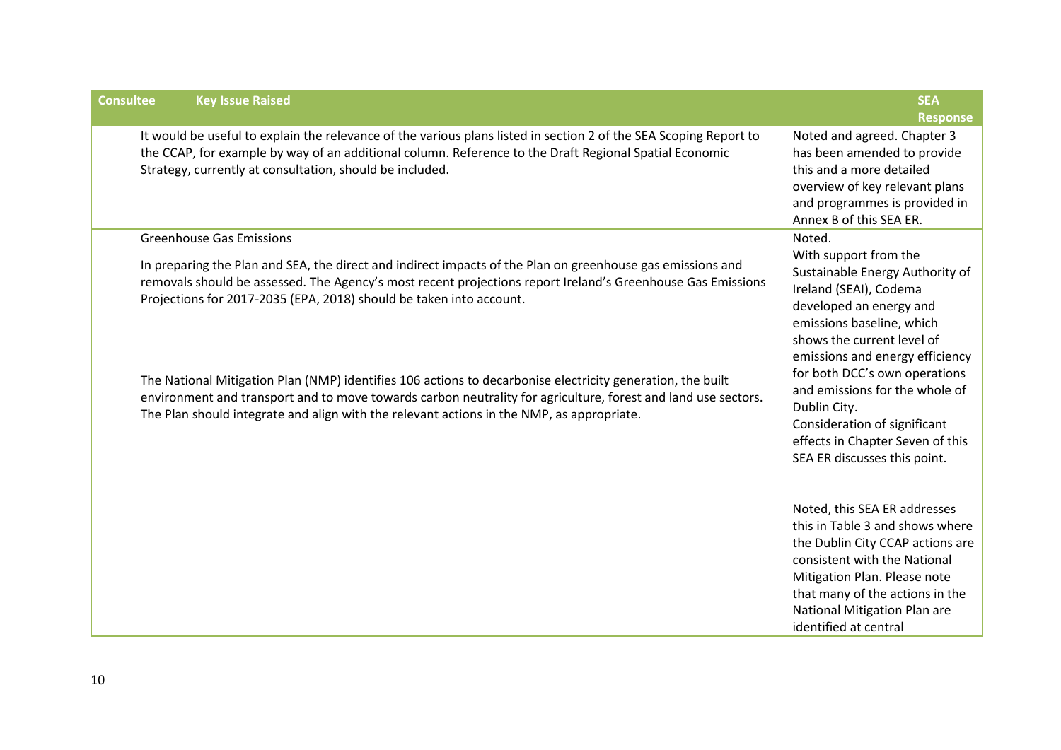| Consultee | Key Issue Raised | SEA Response |
|---|---|---|
| | It would be useful to explain the relevance of the various plans listed in section 2 of the SEA Scoping Report to the CCAP, for example by way of an additional column. Reference to the Draft Regional Spatial Economic Strategy, currently at consultation, should be included. | Noted and agreed. Chapter 3 has been amended to provide this and a more detailed overview of key relevant plans and programmes is provided in Annex B of this SEA ER. |
| | Greenhouse Gas Emissions<br><br>In preparing the Plan and SEA, the direct and indirect impacts of the Plan on greenhouse gas emissions and removals should be assessed. The Agency's most recent projections report Ireland's Greenhouse Gas Emissions Projections for 2017-2035 (EPA, 2018) should be taken into account.<br><br>The National Mitigation Plan (NMP) identifies 106 actions to decarbonise electricity generation, the built environment and transport and to move towards carbon neutrality for agriculture, forest and land use sectors. The Plan should integrate and align with the relevant actions in the NMP, as appropriate. | Noted.<br>With support from the Sustainable Energy Authority of Ireland (SEAI), Codema developed an energy and emissions baseline, which shows the current level of emissions and energy efficiency for both DCC's own operations and emissions for the whole of Dublin City.<br>Consideration of significant effects in Chapter Seven of this SEA ER discusses this point.<br><br>Noted, this SEA ER addresses this in Table 3 and shows where the Dublin City CCAP actions are consistent with the National Mitigation Plan. Please note that many of the actions in the National Mitigation Plan are identified at central |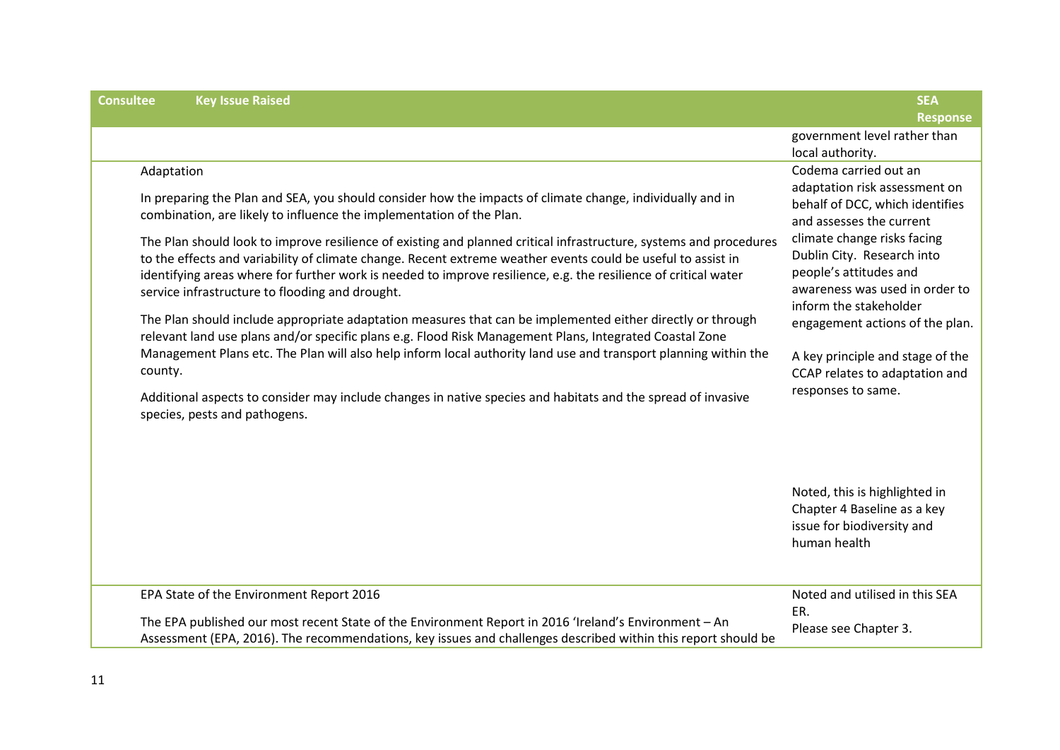| Consultee | Key Issue Raised | SEA Response |
|---|---|---|
| | | government level rather than local authority. |
| | Adaptation<br><br>In preparing the Plan and SEA, you should consider how the impacts of climate change, individually and in combination, are likely to influence the implementation of the Plan.<br><br>The Plan should look to improve resilience of existing and planned critical infrastructure, systems and procedures to the effects and variability of climate change. Recent extreme weather events could be useful to assist in identifying areas where for further work is needed to improve resilience, e.g. the resilience of critical water service infrastructure to flooding and drought.<br><br>The Plan should include appropriate adaptation measures that can be implemented either directly or through relevant land use plans and/or specific plans e.g. Flood Risk Management Plans, Integrated Coastal Zone Management Plans etc. The Plan will also help inform local authority land use and transport planning within the county.<br><br>Additional aspects to consider may include changes in native species and habitats and the spread of invasive species, pests and pathogens. | Codema carried out an adaptation risk assessment on behalf of DCC, which identifies and assesses the current climate change risks facing Dublin City. Research into people's attitudes and awareness was used in order to inform the stakeholder engagement actions of the plan.<br><br>A key principle and stage of the CCAP relates to adaptation and responses to same.<br><br>Noted, this is highlighted in Chapter 4 Baseline as a key issue for biodiversity and human health |
| | EPA State of the Environment Report 2016<br><br>The EPA published our most recent State of the Environment Report in 2016 'Ireland's Environment – An Assessment (EPA, 2016). The recommendations, key issues and challenges described within this report should be | Noted and utilised in this SEA ER.<br>Please see Chapter 3. |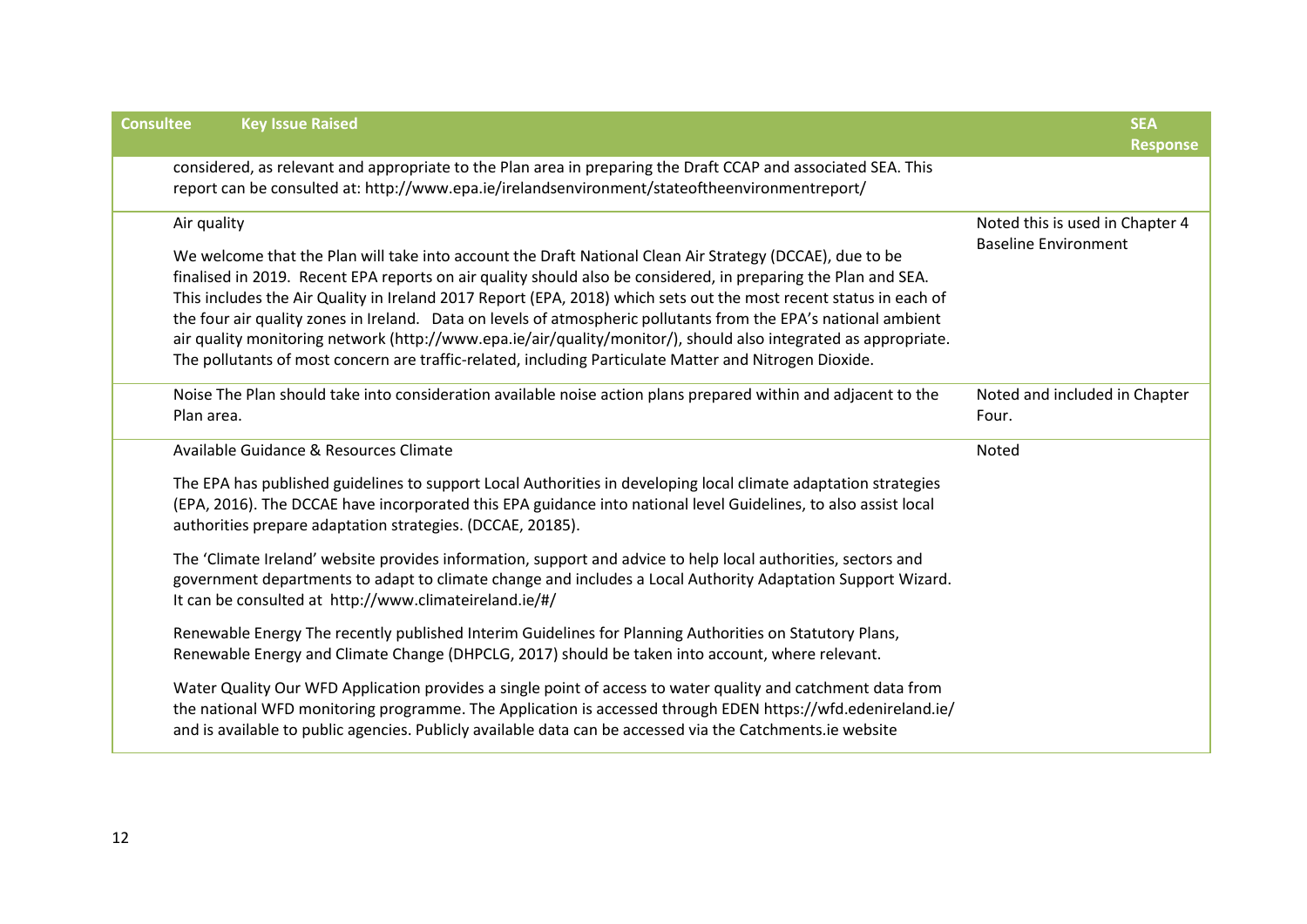| Consultee | Key Issue Raised | SEA Response |
|---|---|---|
| | considered, as relevant and appropriate to the Plan area in preparing the Draft CCAP and associated SEA. This report can be consulted at: http://www.epa.ie/irelandsenvironment/stateoftheenvironmentreport/ | |
| | Air quality<br><br>We welcome that the Plan will take into account the Draft National Clean Air Strategy (DCCAE), due to be finalised in 2019. Recent EPA reports on air quality should also be considered, in preparing the Plan and SEA. This includes the Air Quality in Ireland 2017 Report (EPA, 2018) which sets out the most recent status in each of the four air quality zones in Ireland. Data on levels of atmospheric pollutants from the EPA's national ambient air quality monitoring network (http://www.epa.ie/air/quality/monitor/), should also integrated as appropriate. The pollutants of most concern are traffic-related, including Particulate Matter and Nitrogen Dioxide. | Noted this is used in Chapter 4 Baseline Environment |
| | Noise The Plan should take into consideration available noise action plans prepared within and adjacent to the Plan area. | Noted and included in Chapter Four. |
| | Available Guidance & Resources Climate<br><br>The EPA has published guidelines to support Local Authorities in developing local climate adaptation strategies (EPA, 2016). The DCCAE have incorporated this EPA guidance into national level Guidelines, to also assist local authorities prepare adaptation strategies. (DCCAE, 20185).<br><br>The 'Climate Ireland' website provides information, support and advice to help local authorities, sectors and government departments to adapt to climate change and includes a Local Authority Adaptation Support Wizard. It can be consulted at http://www.climateireland.ie/#/<br><br>Renewable Energy The recently published Interim Guidelines for Planning Authorities on Statutory Plans, Renewable Energy and Climate Change (DHPCLG, 2017) should be taken into account, where relevant.<br><br>Water Quality Our WFD Application provides a single point of access to water quality and catchment data from the national WFD monitoring programme. The Application is accessed through EDEN https://wfd.edenireland.ie/ and is available to public agencies. Publicly available data can be accessed via the Catchments.ie website | Noted |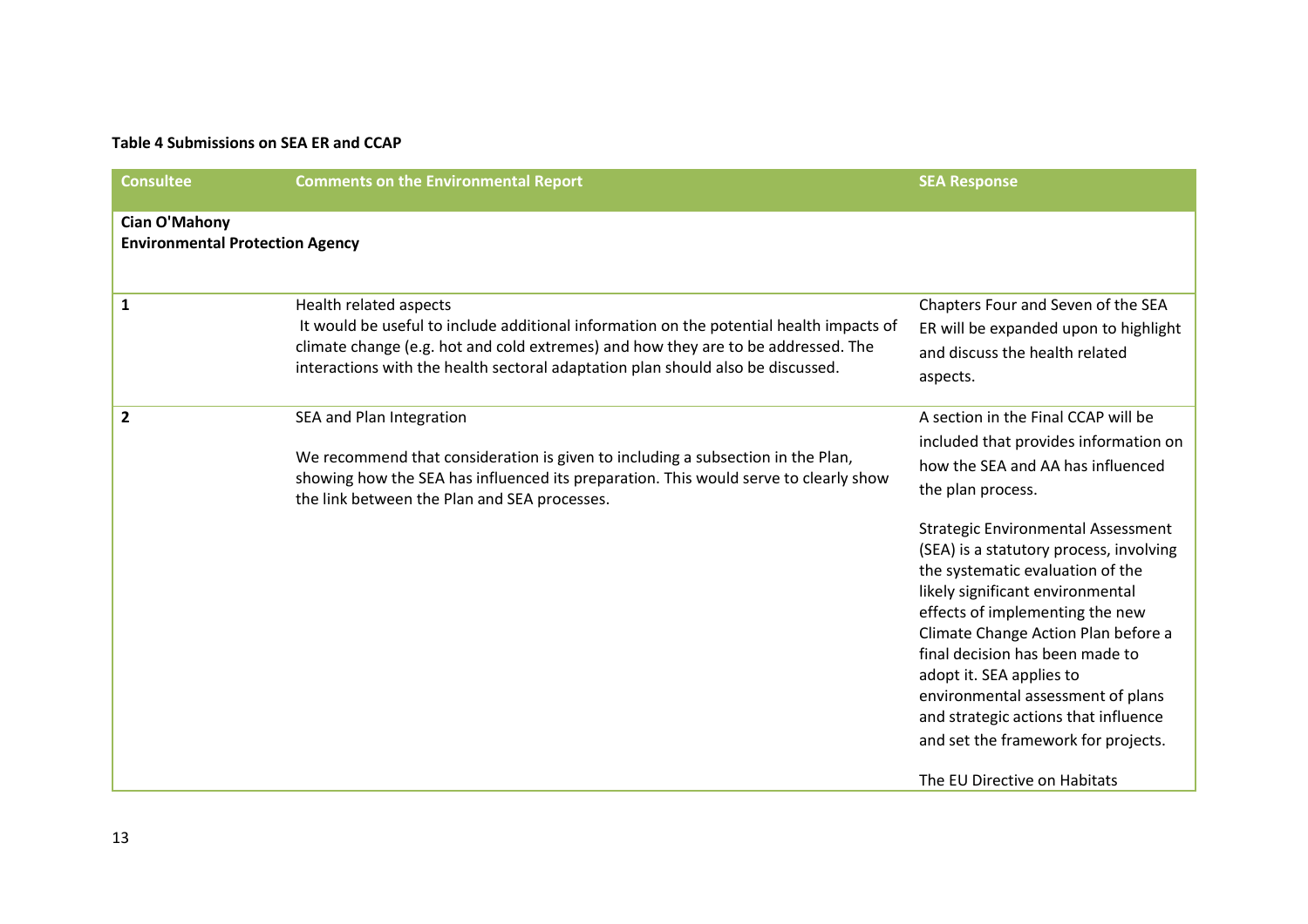**Table 4 Submissions on SEA ER and CCAP**

| Consultee | Comments on the Environmental Report | SEA Response |
|---|---|---|
| **Cian O'Mahony**<br>**Environmental Protection Agency** | | |
| 1 | Health related aspects<br>It would be useful to include additional information on the potential health impacts of climate change (e.g. hot and cold extremes) and how they are to be addressed. The interactions with the health sectoral adaptation plan should also be discussed. | Chapters Four and Seven of the SEA ER will be expanded upon to highlight and discuss the health related aspects. |
| 2 | SEA and Plan Integration<br><br>We recommend that consideration is given to including a subsection in the Plan, showing how the SEA has influenced its preparation. This would serve to clearly show the link between the Plan and SEA processes. | A section in the Final CCAP will be included that provides information on how the SEA and AA has influenced the plan process.<br><br>Strategic Environmental Assessment (SEA) is a statutory process, involving the systematic evaluation of the likely significant environmental effects of implementing the new Climate Change Action Plan before a final decision has been made to adopt it. SEA applies to environmental assessment of plans and strategic actions that influence and set the framework for projects.<br><br>The EU Directive on Habitats |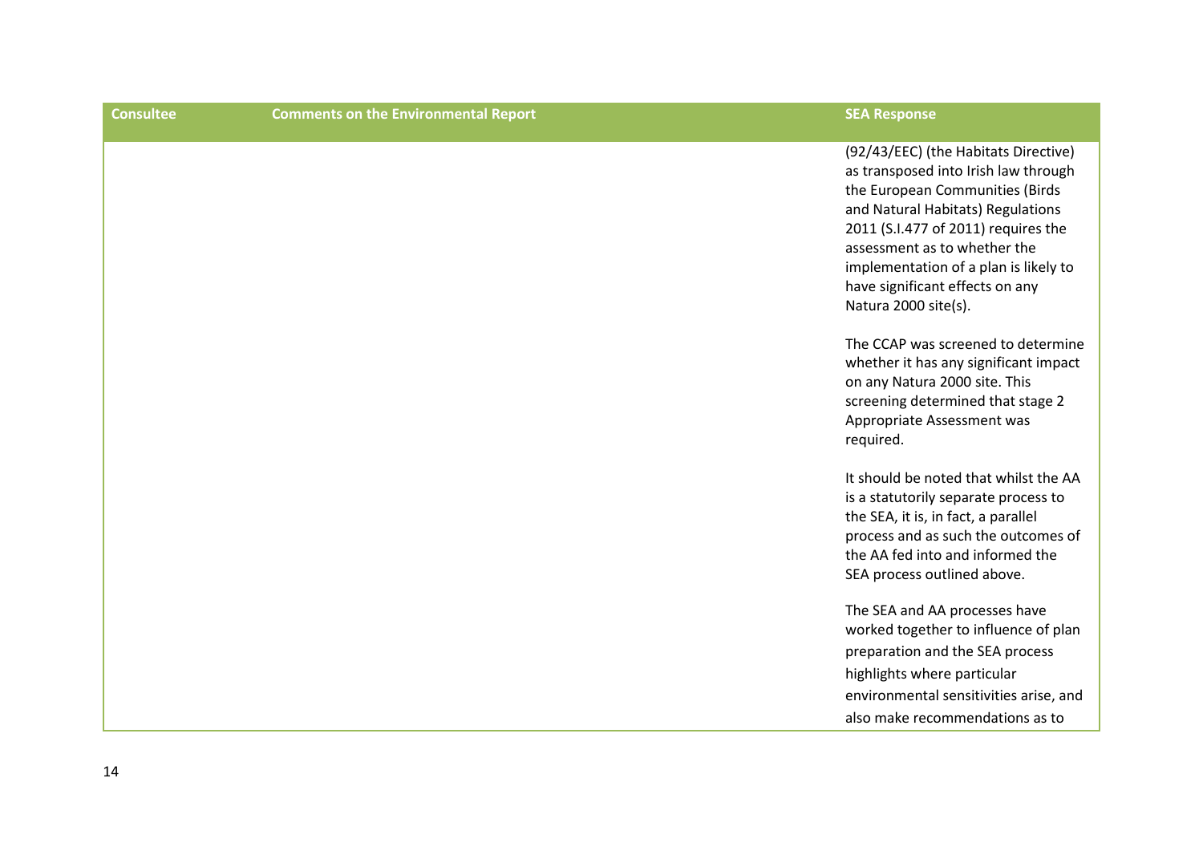| Consultee | Comments on the Environmental Report | SEA Response |
|---|---|---|
| | | (92/43/EEC) (the Habitats Directive) as transposed into Irish law through the European Communities (Birds and Natural Habitats) Regulations 2011 (S.I.477 of 2011) requires the assessment as to whether the implementation of a plan is likely to have significant effects on any Natura 2000 site(s).<br><br>The CCAP was screened to determine whether it has any significant impact on any Natura 2000 site. This screening determined that stage 2 Appropriate Assessment was required.<br><br>It should be noted that whilst the AA is a statutorily separate process to the SEA, it is, in fact, a parallel process and as such the outcomes of the AA fed into and informed the SEA process outlined above.<br><br>The SEA and AA processes have worked together to influence of plan preparation and the SEA process highlights where particular environmental sensitivities arise, and also make recommendations as to |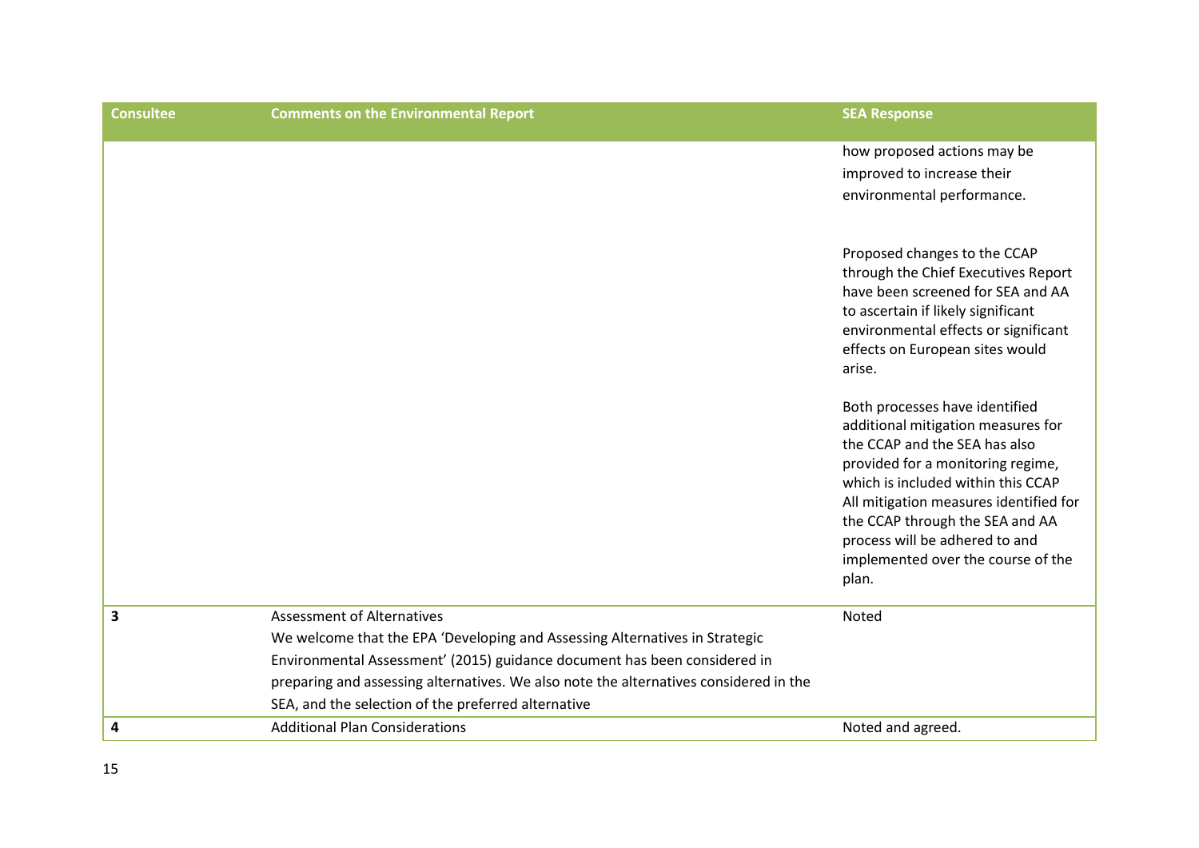| Consultee | Comments on the Environmental Report | SEA Response |
|---|---|---|
| | | how proposed actions may be improved to increase their environmental performance.<br><br>Proposed changes to the CCAP through the Chief Executives Report have been screened for SEA and AA to ascertain if likely significant environmental effects or significant effects on European sites would arise.<br><br>Both processes have identified additional mitigation measures for the CCAP and the SEA has also provided for a monitoring regime, which is included within this CCAP All mitigation measures identified for the CCAP through the SEA and AA process will be adhered to and implemented over the course of the plan. |
| **3** | Assessment of Alternatives<br>We welcome that the EPA 'Developing and Assessing Alternatives in Strategic Environmental Assessment' (2015) guidance document has been considered in preparing and assessing alternatives. We also note the alternatives considered in the SEA, and the selection of the preferred alternative | Noted |
| **4** | Additional Plan Considerations | Noted and agreed. |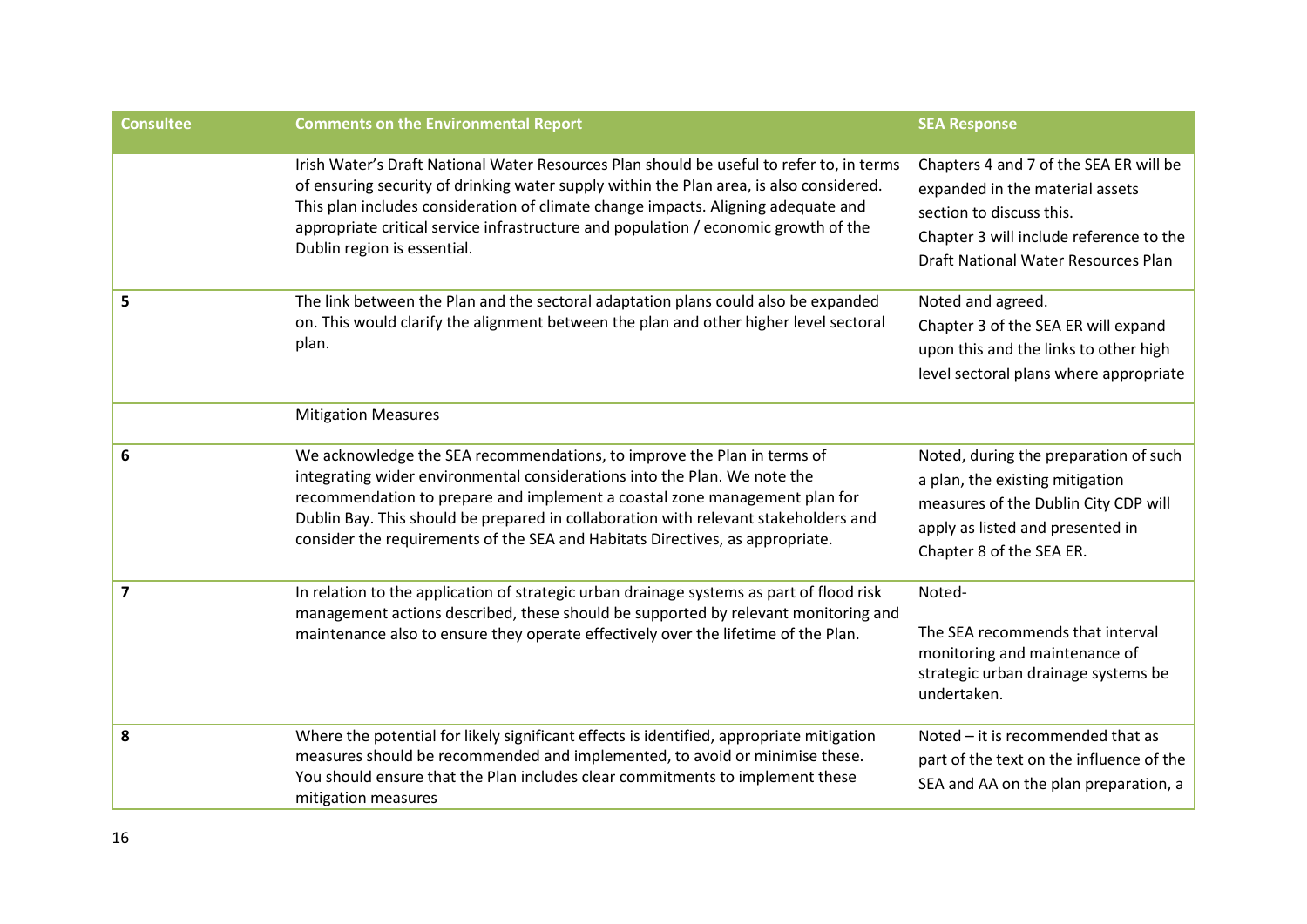| Consultee | Comments on the Environmental Report | SEA Response |
| --- | --- | --- |
| | Irish Water's Draft National Water Resources Plan should be useful to refer to, in terms of ensuring security of drinking water supply within the Plan area, is also considered. This plan includes consideration of climate change impacts. Aligning adequate and appropriate critical service infrastructure and population / economic growth of the Dublin region is essential. | Chapters 4 and 7 of the SEA ER will be expanded in the material assets section to discuss this. Chapter 3 will include reference to the Draft National Water Resources Plan |
| 5 | The link between the Plan and the sectoral adaptation plans could also be expanded on. This would clarify the alignment between the plan and other higher level sectoral plan. | Noted and agreed. Chapter 3 of the SEA ER will expand upon this and the links to other high level sectoral plans where appropriate |
| | Mitigation Measures | |
| 6 | We acknowledge the SEA recommendations, to improve the Plan in terms of integrating wider environmental considerations into the Plan. We note the recommendation to prepare and implement a coastal zone management plan for Dublin Bay. This should be prepared in collaboration with relevant stakeholders and consider the requirements of the SEA and Habitats Directives, as appropriate. | Noted, during the preparation of such a plan, the existing mitigation measures of the Dublin City CDP will apply as listed and presented in Chapter 8 of the SEA ER. |
| 7 | In relation to the application of strategic urban drainage systems as part of flood risk management actions described, these should be supported by relevant monitoring and maintenance also to ensure they operate effectively over the lifetime of the Plan. | Noted- The SEA recommends that interval monitoring and maintenance of strategic urban drainage systems be undertaken. |
| 8 | Where the potential for likely significant effects is identified, appropriate mitigation measures should be recommended and implemented, to avoid or minimise these. You should ensure that the Plan includes clear commitments to implement these mitigation measures | Noted – it is recommended that as part of the text on the influence of the SEA and AA on the plan preparation, a |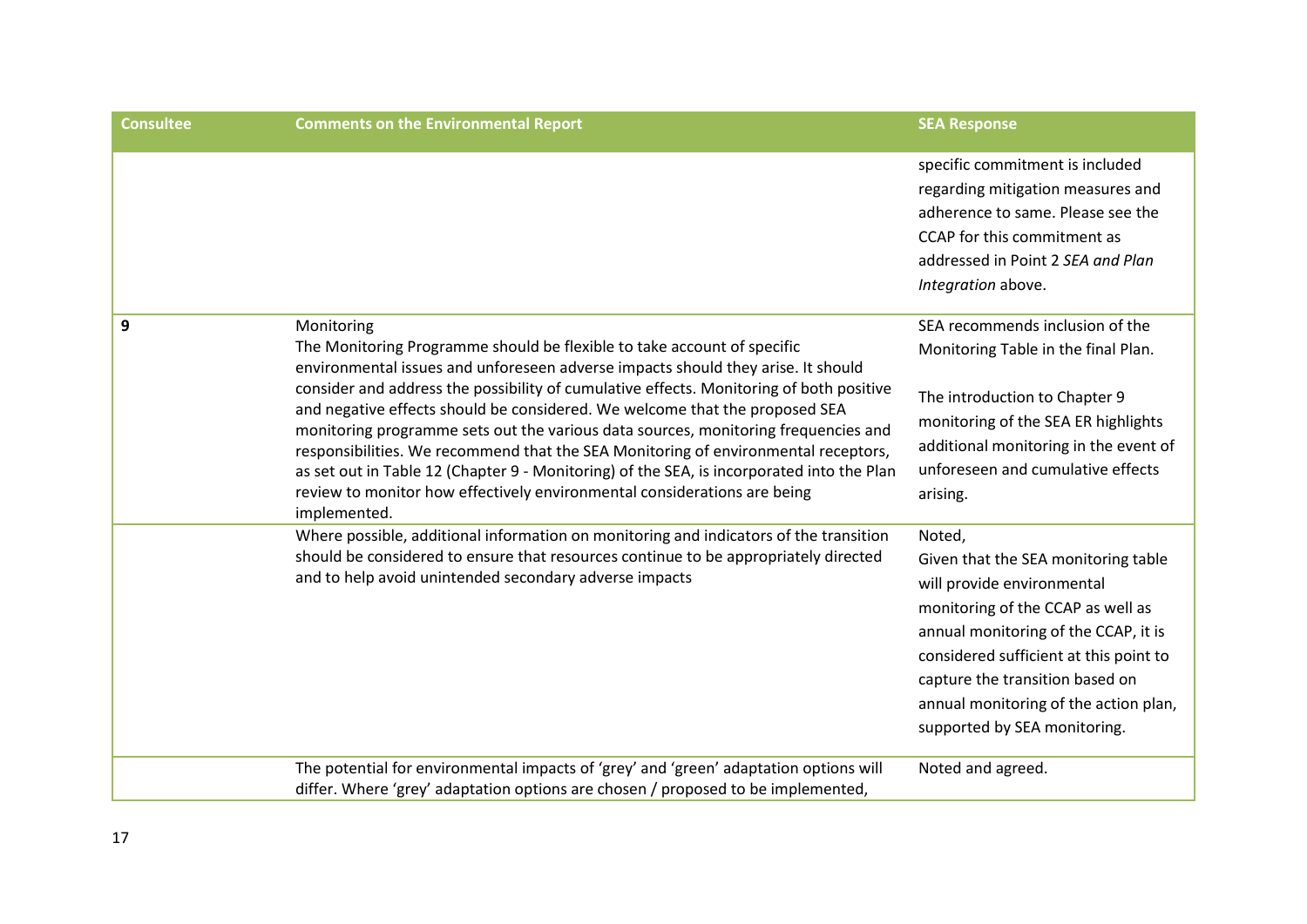| Consultee | Comments on the Environmental Report | SEA Response |
|---|---|---|
| | | specific commitment is included regarding mitigation measures and adherence to same. Please see the CCAP for this commitment as addressed in Point 2 *SEA and Plan Integration* above. |
| **9** | Monitoring<br>The Monitoring Programme should be flexible to take account of specific environmental issues and unforeseen adverse impacts should they arise. It should consider and address the possibility of cumulative effects. Monitoring of both positive and negative effects should be considered. We welcome that the proposed SEA monitoring programme sets out the various data sources, monitoring frequencies and responsibilities. We recommend that the SEA Monitoring of environmental receptors, as set out in Table 12 (Chapter 9 - Monitoring) of the SEA, is incorporated into the Plan review to monitor how effectively environmental considerations are being implemented. | SEA recommends inclusion of the Monitoring Table in the final Plan.<br><br>The introduction to Chapter 9 monitoring of the SEA ER highlights additional monitoring in the event of unforeseen and cumulative effects arising. |
| | Where possible, additional information on monitoring and indicators of the transition should be considered to ensure that resources continue to be appropriately directed and to help avoid unintended secondary adverse impacts | Noted,<br>Given that the SEA monitoring table will provide environmental monitoring of the CCAP as well as annual monitoring of the CCAP, it is considered sufficient at this point to capture the transition based on annual monitoring of the action plan, supported by SEA monitoring. |
| | The potential for environmental impacts of 'grey' and 'green' adaptation options will differ. Where 'grey' adaptation options are chosen / proposed to be implemented, | Noted and agreed. |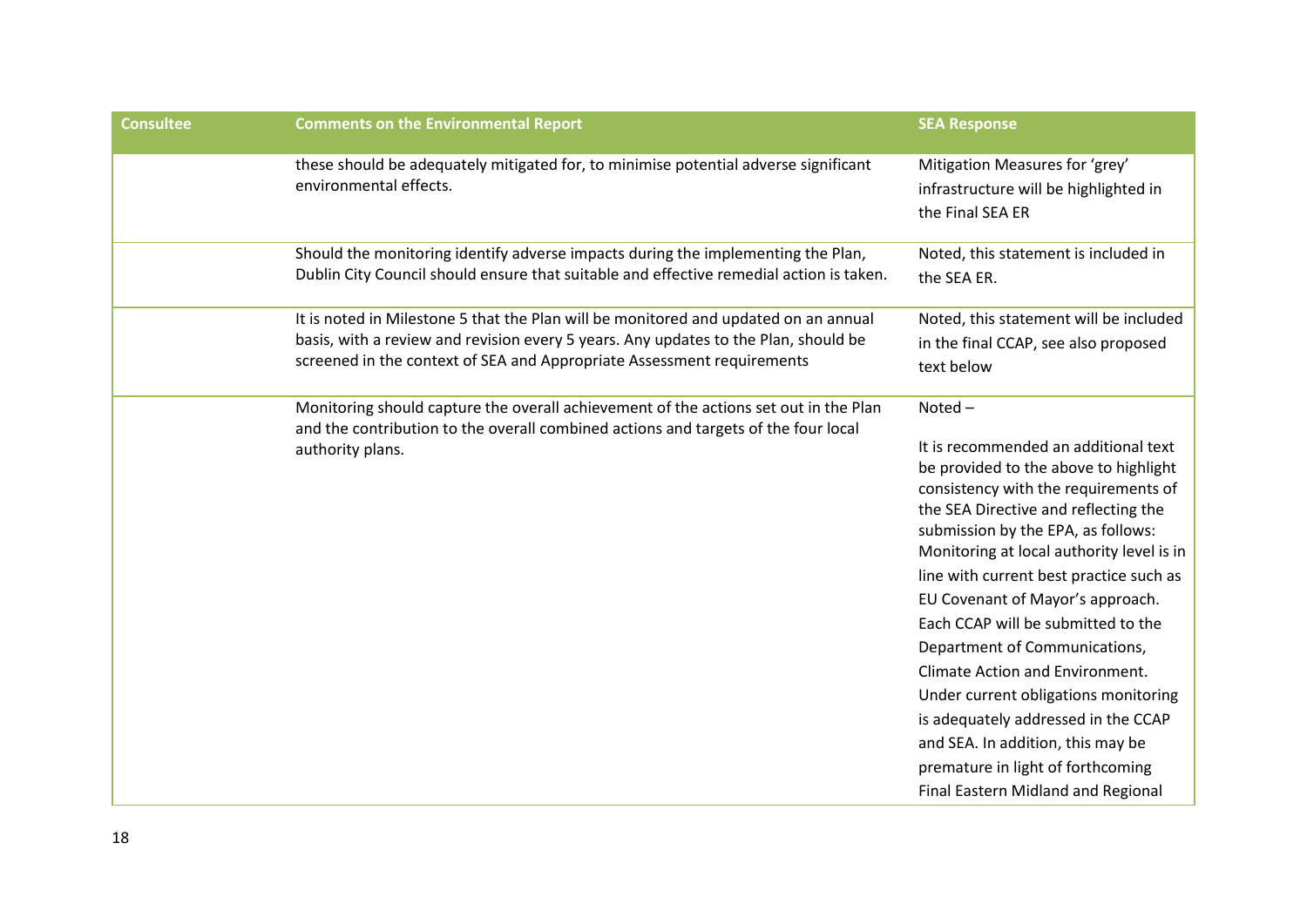| Consultee | Comments on the Environmental Report | SEA Response |
|---|---|---|
| | these should be adequately mitigated for, to minimise potential adverse significant environmental effects. | Mitigation Measures for 'grey' infrastructure will be highlighted in the Final SEA ER |
| | Should the monitoring identify adverse impacts during the implementing the Plan, Dublin City Council should ensure that suitable and effective remedial action is taken. | Noted, this statement is included in the SEA ER. |
| | It is noted in Milestone 5 that the Plan will be monitored and updated on an annual basis, with a review and revision every 5 years. Any updates to the Plan, should be screened in the context of SEA and Appropriate Assessment requirements | Noted, this statement will be included in the final CCAP, see also proposed text below |
| | Monitoring should capture the overall achievement of the actions set out in the Plan and the contribution to the overall combined actions and targets of the four local authority plans. | Noted – <br><br> It is recommended an additional text be provided to the above to highlight consistency with the requirements of the SEA Directive and reflecting the submission by the EPA, as follows: Monitoring at local authority level is in line with current best practice such as EU Covenant of Mayor's approach. Each CCAP will be submitted to the Department of Communications, Climate Action and Environment. Under current obligations monitoring is adequately addressed in the CCAP and SEA. In addition, this may be premature in light of forthcoming Final Eastern Midland and Regional |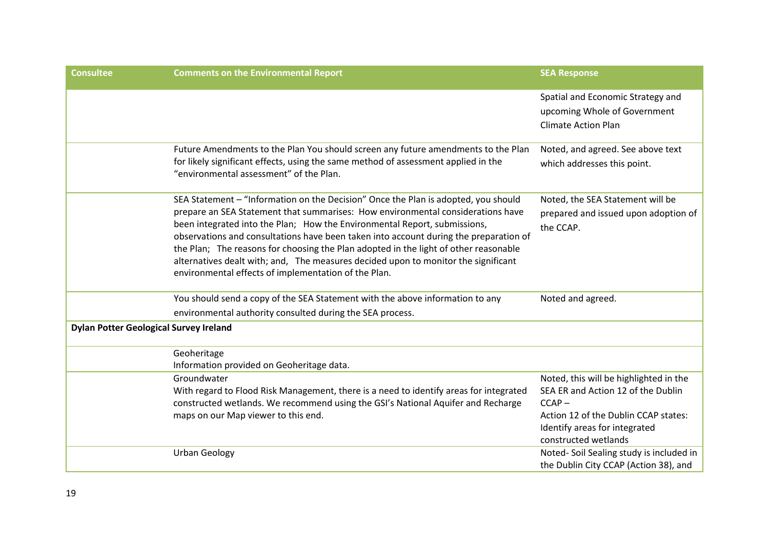| Consultee | Comments on the Environmental Report | SEA Response |
|---|---|---|
| | | Spatial and Economic Strategy and upcoming Whole of Government Climate Action Plan |
| | Future Amendments to the Plan You should screen any future amendments to the Plan for likely significant effects, using the same method of assessment applied in the "environmental assessment" of the Plan. | Noted, and agreed. See above text which addresses this point. |
| | SEA Statement – "Information on the Decision" Once the Plan is adopted, you should prepare an SEA Statement that summarises: How environmental considerations have been integrated into the Plan; How the Environmental Report, submissions, observations and consultations have been taken into account during the preparation of the Plan; The reasons for choosing the Plan adopted in the light of other reasonable alternatives dealt with; and, The measures decided upon to monitor the significant environmental effects of implementation of the Plan. | Noted, the SEA Statement will be prepared and issued upon adoption of the CCAP. |
| | You should send a copy of the SEA Statement with the above information to any environmental authority consulted during the SEA process. | Noted and agreed. |
| **Dylan Potter Geological Survey Ireland** | | |
| | Geoheritage<br>Information provided on Geoheritage data. | |
| | Groundwater<br>With regard to Flood Risk Management, there is a need to identify areas for integrated constructed wetlands. We recommend using the GSI's National Aquifer and Recharge maps on our Map viewer to this end. | Noted, this will be highlighted in the SEA ER and Action 12 of the Dublin CCAP –<br>Action 12 of the Dublin CCAP states: Identify areas for integrated constructed wetlands |
| | Urban Geology | Noted- Soil Sealing study is included in the Dublin City CCAP (Action 38), and |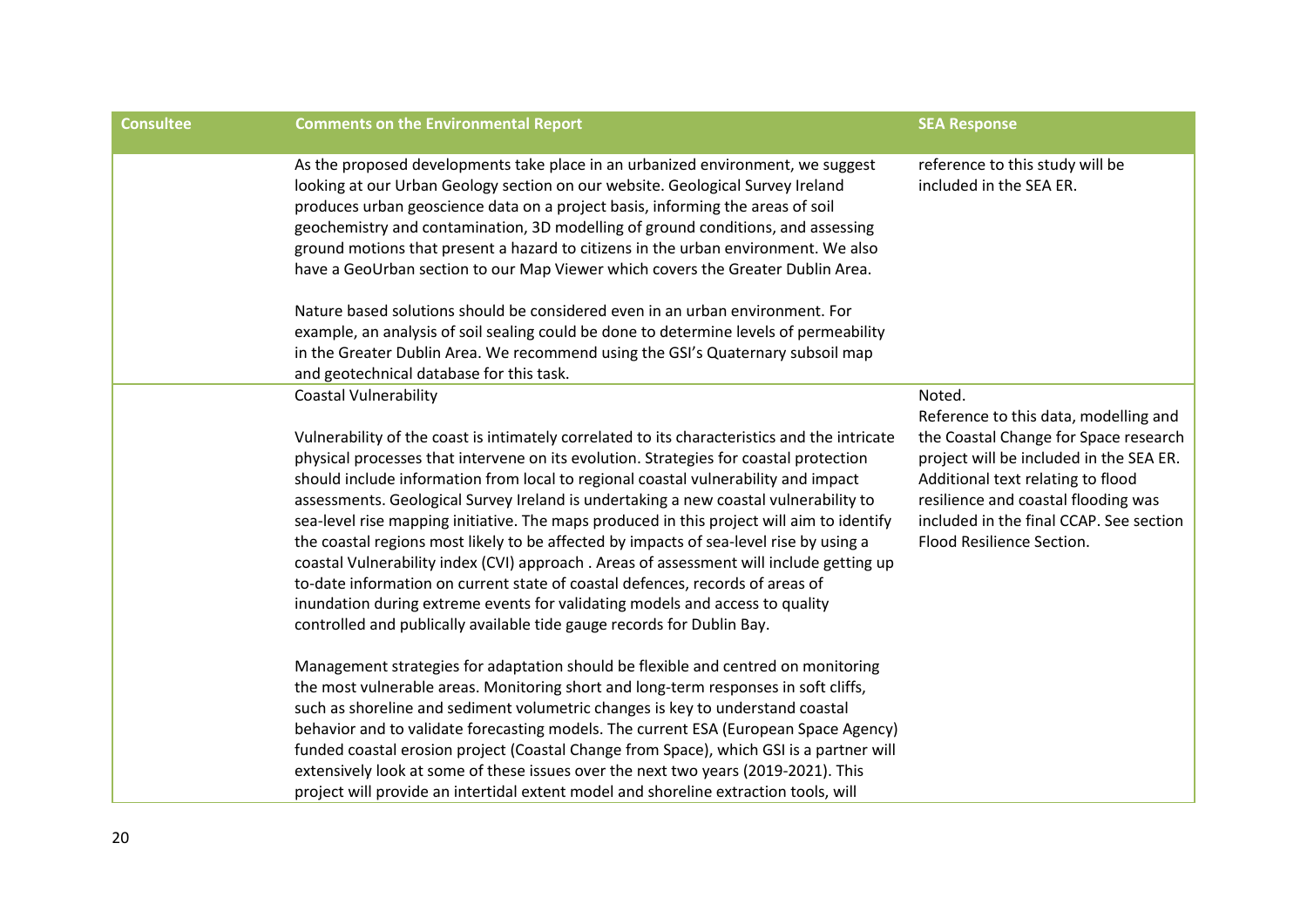| Consultee | Comments on the Environmental Report | SEA Response |
|---|---|---|
| | As the proposed developments take place in an urbanized environment, we suggest looking at our Urban Geology section on our website. Geological Survey Ireland produces urban geoscience data on a project basis, informing the areas of soil geochemistry and contamination, 3D modelling of ground conditions, and assessing ground motions that present a hazard to citizens in the urban environment. We also have a GeoUrban section to our Map Viewer which covers the Greater Dublin Area.<br><br>Nature based solutions should be considered even in an urban environment. For example, an analysis of soil sealing could be done to determine levels of permeability in the Greater Dublin Area. We recommend using the GSI's Quaternary subsoil map and geotechnical database for this task. | reference to this study will be included in the SEA ER. |
| | Coastal Vulnerability<br><br>Vulnerability of the coast is intimately correlated to its characteristics and the intricate physical processes that intervene on its evolution. Strategies for coastal protection should include information from local to regional coastal vulnerability and impact assessments. Geological Survey Ireland is undertaking a new coastal vulnerability to sea-level rise mapping initiative. The maps produced in this project will aim to identify the coastal regions most likely to be affected by impacts of sea-level rise by using a coastal Vulnerability index (CVI) approach . Areas of assessment will include getting up to-date information on current state of coastal defences, records of areas of inundation during extreme events for validating models and access to quality controlled and publically available tide gauge records for Dublin Bay.<br><br>Management strategies for adaptation should be flexible and centred on monitoring the most vulnerable areas. Monitoring short and long-term responses in soft cliffs, such as shoreline and sediment volumetric changes is key to understand coastal behavior and to validate forecasting models. The current ESA (European Space Agency) funded coastal erosion project (Coastal Change from Space), which GSI is a partner will extensively look at some of these issues over the next two years (2019-2021). This project will provide an intertidal extent model and shoreline extraction tools, will | Noted.<br>Reference to this data, modelling and the Coastal Change for Space research project will be included in the SEA ER.<br>Additional text relating to flood resilience and coastal flooding was included in the final CCAP. See section Flood Resilience Section. |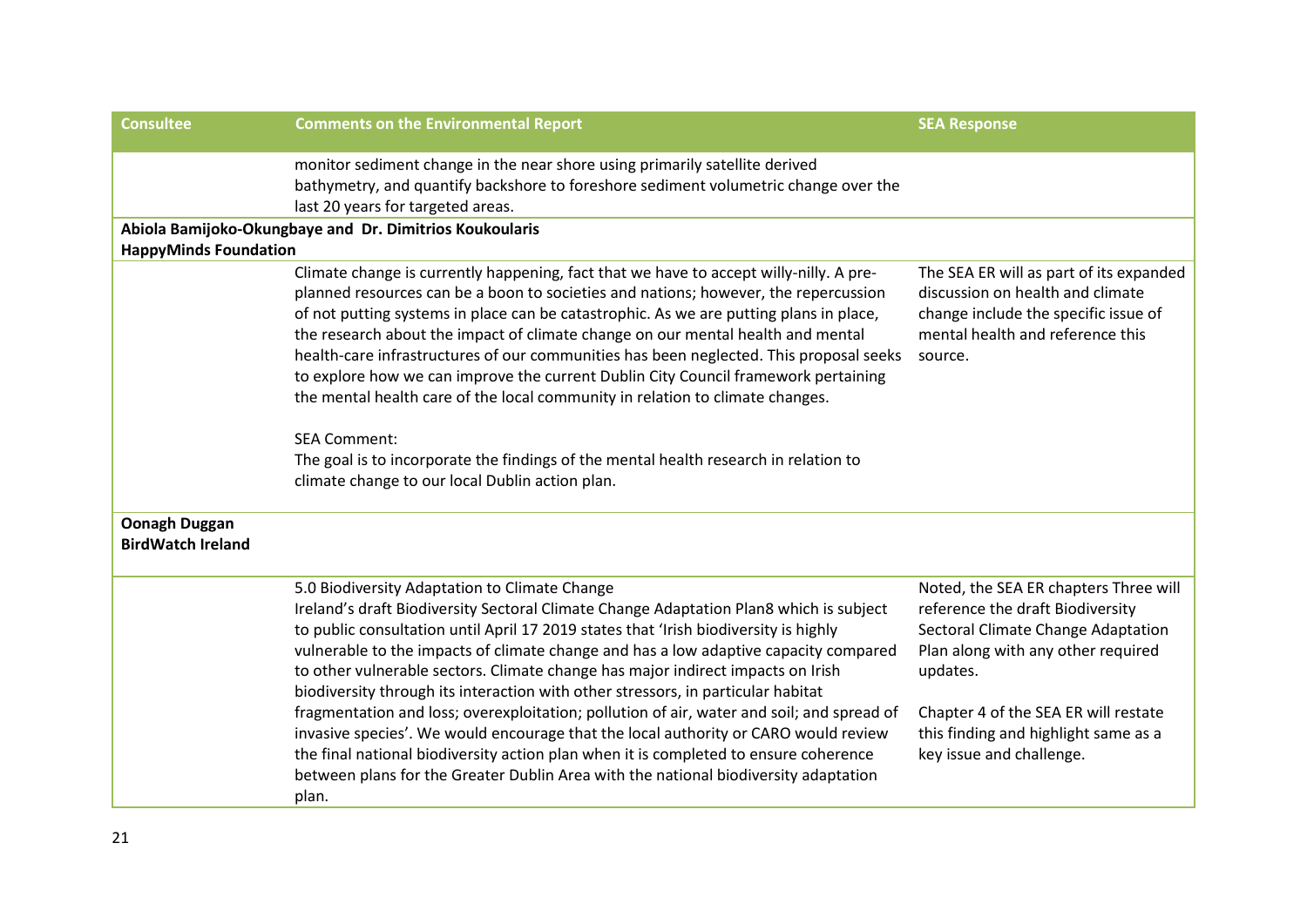| Consultee | Comments on the Environmental Report | SEA Response |
|---|---|---|
| | monitor sediment change in the near shore using primarily satellite derived bathymetry, and quantify backshore to foreshore sediment volumetric change over the last 20 years for targeted areas. | |
| **Abiola Bamijoko-Okungbaye and Dr. Dimitrios Koukoularis HappyMinds Foundation** | | |
| | Climate change is currently happening, fact that we have to accept willy-nilly. A pre-planned resources can be a boon to societies and nations; however, the repercussion of not putting systems in place can be catastrophic. As we are putting plans in place, the research about the impact of climate change on our mental health and mental health-care infrastructures of our communities has been neglected. This proposal seeks to explore how we can improve the current Dublin City Council framework pertaining the mental health care of the local community in relation to climate changes.<br><br>SEA Comment:<br>The goal is to incorporate the findings of the mental health research in relation to climate change to our local Dublin action plan. | The SEA ER will as part of its expanded discussion on health and climate change include the specific issue of mental health and reference this source. |
| **Oonagh Duggan BirdWatch Ireland** | | |
| | 5.0 Biodiversity Adaptation to Climate Change<br>Ireland's draft Biodiversity Sectoral Climate Change Adaptation Plan8 which is subject to public consultation until April 17 2019 states that 'Irish biodiversity is highly vulnerable to the impacts of climate change and has a low adaptive capacity compared to other vulnerable sectors. Climate change has major indirect impacts on Irish biodiversity through its interaction with other stressors, in particular habitat fragmentation and loss; overexploitation; pollution of air, water and soil; and spread of invasive species'. We would encourage that the local authority or CARO would review the final national biodiversity action plan when it is completed to ensure coherence between plans for the Greater Dublin Area with the national biodiversity adaptation plan. | Noted, the SEA ER chapters Three will reference the draft Biodiversity Sectoral Climate Change Adaptation Plan along with any other required updates.<br><br>Chapter 4 of the SEA ER will restate this finding and highlight same as a key issue and challenge. |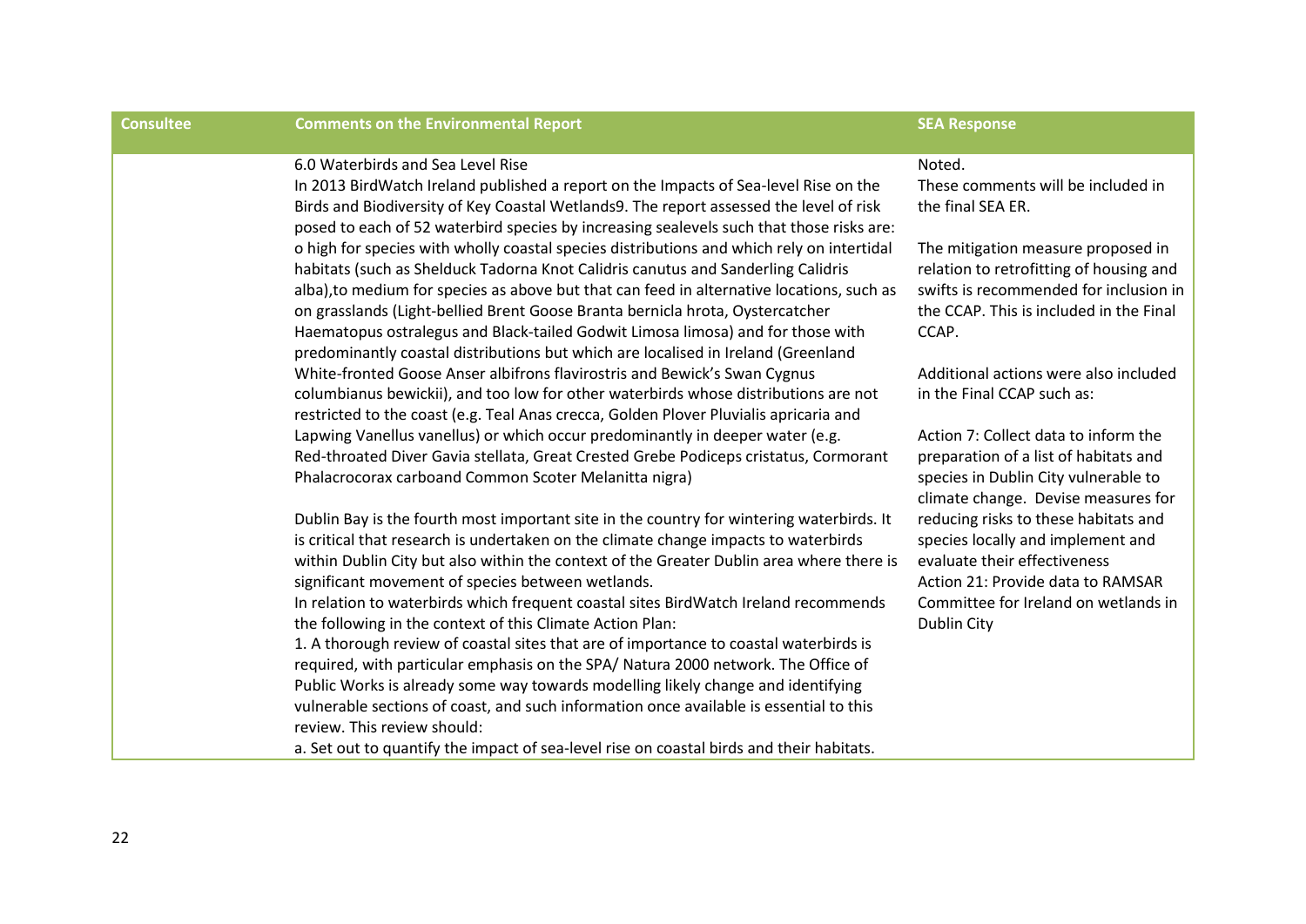| Consultee | Comments on the Environmental Report | SEA Response |
|---|---|---|
| | 6.0 Waterbirds and Sea Level Rise<br>In 2013 BirdWatch Ireland published a report on the Impacts of Sea-level Rise on the Birds and Biodiversity of Key Coastal Wetlands9. The report assessed the level of risk posed to each of 52 waterbird species by increasing sealevels such that those risks are:<br>o high for species with wholly coastal species distributions and which rely on intertidal habitats (such as Shelduck Tadorna Knot Calidris canutus and Sanderling Calidris alba),to medium for species as above but that can feed in alternative locations, such as on grasslands (Light-bellied Brent Goose Branta bernicla hrota, Oystercatcher Haematopus ostralegus and Black-tailed Godwit Limosa limosa) and for those with predominantly coastal distributions but which are localised in Ireland (Greenland White-fronted Goose Anser albifrons flavirostris and Bewick's Swan Cygnus columbianus bewickii), and too low for other waterbirds whose distributions are not restricted to the coast (e.g. Teal Anas crecca, Golden Plover Pluvialis apricaria and Lapwing Vanellus vanellus) or which occur predominantly in deeper water (e.g. Red-throated Diver Gavia stellata, Great Crested Grebe Podiceps cristatus, Cormorant Phalacrocorax carboand Common Scoter Melanitta nigra)<br><br>Dublin Bay is the fourth most important site in the country for wintering waterbirds. It is critical that research is undertaken on the climate change impacts to waterbirds within Dublin City but also within the context of the Greater Dublin area where there is significant movement of species between wetlands.<br>In relation to waterbirds which frequent coastal sites BirdWatch Ireland recommends the following in the context of this Climate Action Plan:<br>1. A thorough review of coastal sites that are of importance to coastal waterbirds is required, with particular emphasis on the SPA/ Natura 2000 network. The Office of Public Works is already some way towards modelling likely change and identifying vulnerable sections of coast, and such information once available is essential to this review. This review should:<br>a. Set out to quantify the impact of sea-level rise on coastal birds and their habitats. | Noted.<br>These comments will be included in the final SEA ER.<br><br>The mitigation measure proposed in relation to retrofitting of housing and swifts is recommended for inclusion in the CCAP. This is included in the Final CCAP.<br><br>Additional actions were also included in the Final CCAP such as:<br><br>Action 7: Collect data to inform the preparation of a list of habitats and species in Dublin City vulnerable to climate change. Devise measures for reducing risks to these habitats and species locally and implement and evaluate their effectiveness<br>Action 21: Provide data to RAMSAR Committee for Ireland on wetlands in Dublin City |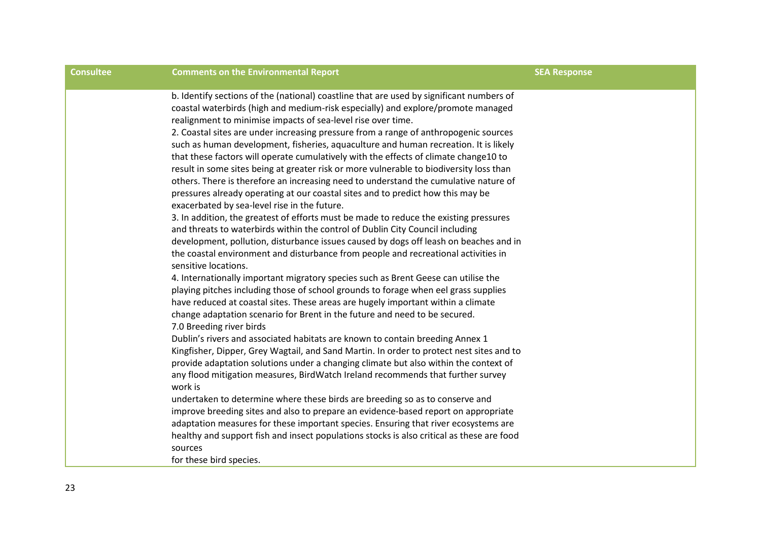| Consultee | Comments on the Environmental Report | SEA Response |
|---|---|---|
| | b. Identify sections of the (national) coastline that are used by significant numbers of coastal waterbirds (high and medium-risk especially) and explore/promote managed realignment to minimise impacts of sea-level rise over time.<br>2. Coastal sites are under increasing pressure from a range of anthropogenic sources such as human development, fisheries, aquaculture and human recreation. It is likely that these factors will operate cumulatively with the effects of climate change10 to result in some sites being at greater risk or more vulnerable to biodiversity loss than others. There is therefore an increasing need to understand the cumulative nature of pressures already operating at our coastal sites and to predict how this may be exacerbated by sea-level rise in the future.<br>3. In addition, the greatest of efforts must be made to reduce the existing pressures and threats to waterbirds within the control of Dublin City Council including development, pollution, disturbance issues caused by dogs off leash on beaches and in the coastal environment and disturbance from people and recreational activities in sensitive locations.<br>4. Internationally important migratory species such as Brent Geese can utilise the playing pitches including those of school grounds to forage when eel grass supplies have reduced at coastal sites. These areas are hugely important within a climate change adaptation scenario for Brent in the future and need to be secured.<br>7.0 Breeding river birds<br>Dublin's rivers and associated habitats are known to contain breeding Annex 1 Kingfisher, Dipper, Grey Wagtail, and Sand Martin. In order to protect nest sites and to provide adaptation solutions under a changing climate but also within the context of any flood mitigation measures, BirdWatch Ireland recommends that further survey work is<br>undertaken to determine where these birds are breeding so as to conserve and improve breeding sites and also to prepare an evidence-based report on appropriate adaptation measures for these important species. Ensuring that river ecosystems are healthy and support fish and insect populations stocks is also critical as these are food sources<br>for these bird species. | |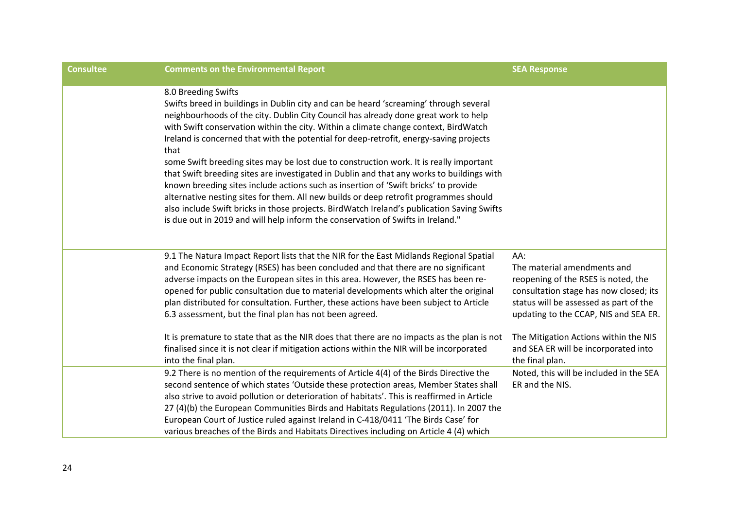| Consultee | Comments on the Environmental Report | SEA Response |
|---|---|---|
| | 8.0 Breeding Swifts<br>Swifts breed in buildings in Dublin city and can be heard 'screaming' through several neighbourhoods of the city. Dublin City Council has already done great work to help with Swift conservation within the city. Within a climate change context, BirdWatch Ireland is concerned that with the potential for deep-retrofit, energy-saving projects that<br>some Swift breeding sites may be lost due to construction work. It is really important that Swift breeding sites are investigated in Dublin and that any works to buildings with known breeding sites include actions such as insertion of 'Swift bricks' to provide alternative nesting sites for them. All new builds or deep retrofit programmes should also include Swift bricks in those projects. BirdWatch Ireland's publication Saving Swifts is due out in 2019 and will help inform the conservation of Swifts in Ireland." | |
| | 9.1 The Natura Impact Report lists that the NIR for the East Midlands Regional Spatial and Economic Strategy (RSES) has been concluded and that there are no significant adverse impacts on the European sites in this area. However, the RSES has been re-opened for public consultation due to material developments which alter the original plan distributed for consultation. Further, these actions have been subject to Article 6.3 assessment, but the final plan has not been agreed.<br><br>It is premature to state that as the NIR does that there are no impacts as the plan is not finalised since it is not clear if mitigation actions within the NIR will be incorporated into the final plan. | AA:<br>The material amendments and reopening of the RSES is noted, the consultation stage has now closed; its status will be assessed as part of the updating to the CCAP, NIS and SEA ER.<br><br>The Mitigation Actions within the NIS and SEA ER will be incorporated into the final plan. |
| | 9.2 There is no mention of the requirements of Article 4(4) of the Birds Directive the second sentence of which states 'Outside these protection areas, Member States shall also strive to avoid pollution or deterioration of habitats'. This is reaffirmed in Article 27 (4)(b) the European Communities Birds and Habitats Regulations (2011). In 2007 the European Court of Justice ruled against Ireland in C-418/0411 'The Birds Case' for various breaches of the Birds and Habitats Directives including on Article 4 (4) which | Noted, this will be included in the SEA ER and the NIS. |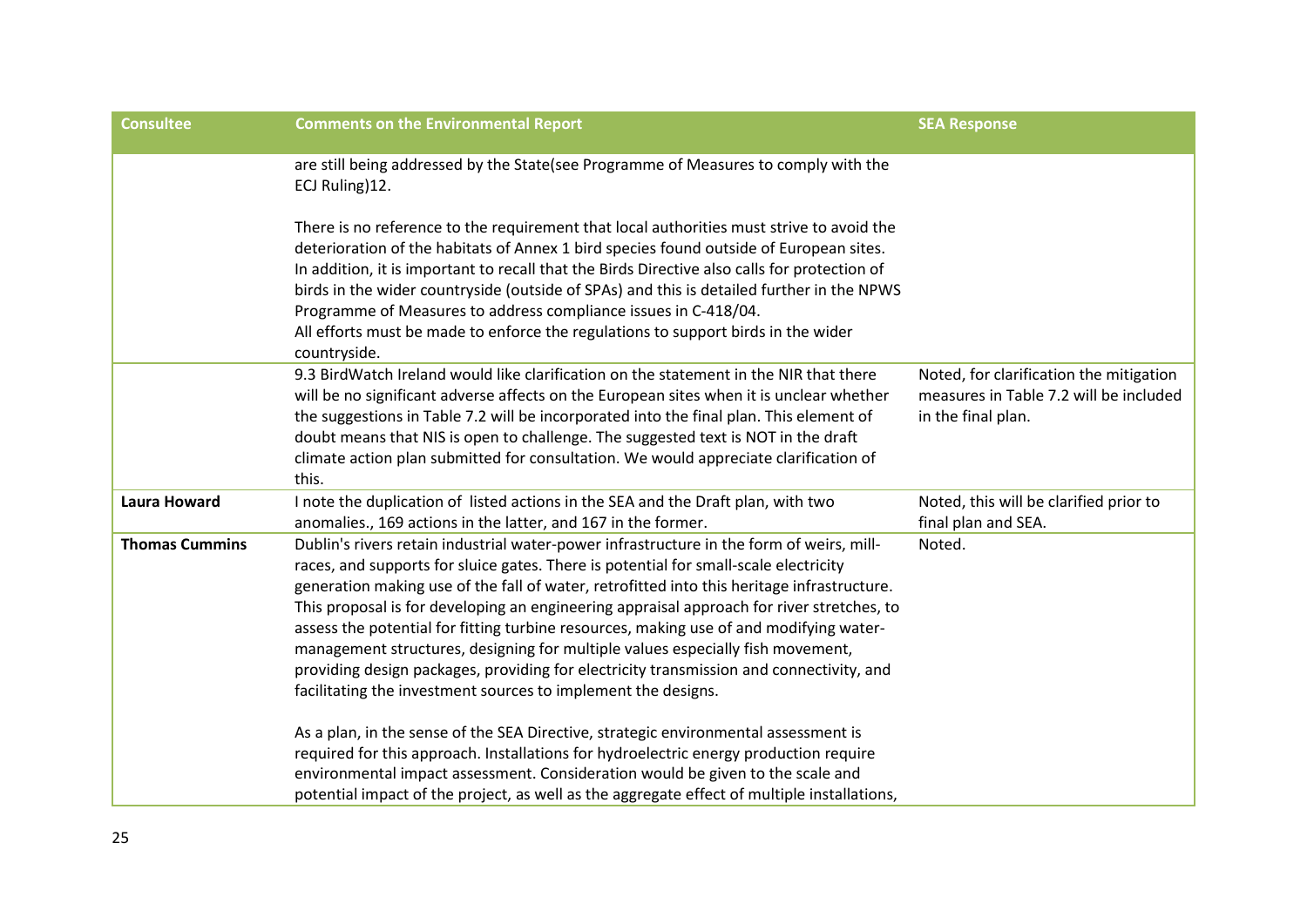| Consultee | Comments on the Environmental Report | SEA Response |
|---|---|---|
| | are still being addressed by the State(see Programme of Measures to comply with the ECJ Ruling)12.<br><br>There is no reference to the requirement that local authorities must strive to avoid the deterioration of the habitats of Annex 1 bird species found outside of European sites. In addition, it is important to recall that the Birds Directive also calls for protection of birds in the wider countryside (outside of SPAs) and this is detailed further in the NPWS Programme of Measures to address compliance issues in C-418/04.<br>All efforts must be made to enforce the regulations to support birds in the wider countryside. | |
| | 9.3 BirdWatch Ireland would like clarification on the statement in the NIR that there will be no significant adverse affects on the European sites when it is unclear whether the suggestions in Table 7.2 will be incorporated into the final plan. This element of doubt means that NIS is open to challenge. The suggested text is NOT in the draft climate action plan submitted for consultation. We would appreciate clarification of this. | Noted, for clarification the mitigation measures in Table 7.2 will be included in the final plan. |
| **Laura Howard** | I note the duplication of listed actions in the SEA and the Draft plan, with two anomalies., 169 actions in the latter, and 167 in the former. | Noted, this will be clarified prior to final plan and SEA. |
| **Thomas Cummins** | Dublin's rivers retain industrial water-power infrastructure in the form of weirs, mill-races, and supports for sluice gates. There is potential for small-scale electricity generation making use of the fall of water, retrofitted into this heritage infrastructure. This proposal is for developing an engineering appraisal approach for river stretches, to assess the potential for fitting turbine resources, making use of and modifying water-management structures, designing for multiple values especially fish movement, providing design packages, providing for electricity transmission and connectivity, and facilitating the investment sources to implement the designs.<br><br>As a plan, in the sense of the SEA Directive, strategic environmental assessment is required for this approach. Installations for hydroelectric energy production require environmental impact assessment. Consideration would be given to the scale and potential impact of the project, as well as the aggregate effect of multiple installations, | Noted. |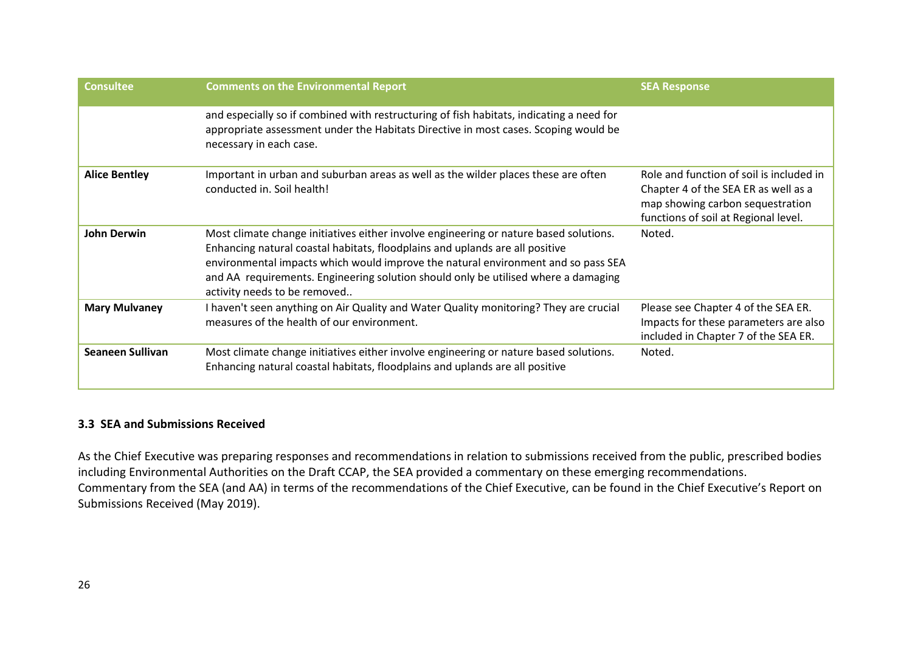| Consultee | Comments on the Environmental Report | SEA Response |
|---|---|---|
| | and especially so if combined with restructuring of fish habitats, indicating a need for appropriate assessment under the Habitats Directive in most cases. Scoping would be necessary in each case. | |
| **Alice Bentley** | Important in urban and suburban areas as well as the wilder places these are often conducted in. Soil health! | Role and function of soil is included in Chapter 4 of the SEA ER as well as a map showing carbon sequestration functions of soil at Regional level. |
| **John Derwin** | Most climate change initiatives either involve engineering or nature based solutions. Enhancing natural coastal habitats, floodplains and uplands are all positive environmental impacts which would improve the natural environment and so pass SEA and AA requirements. Engineering solution should only be utilised where a damaging activity needs to be removed.. | Noted. |
| **Mary Mulvaney** | I haven't seen anything on Air Quality and Water Quality monitoring? They are crucial measures of the health of our environment. | Please see Chapter 4 of the SEA ER. Impacts for these parameters are also included in Chapter 7 of the SEA ER. |
| **Seaneen Sullivan** | Most climate change initiatives either involve engineering or nature based solutions. Enhancing natural coastal habitats, floodplains and uplands are all positive | Noted. |

### 3.3 SEA and Submissions Received

As the Chief Executive was preparing responses and recommendations in relation to submissions received from the public, prescribed bodies including Environmental Authorities on the Draft CCAP, the SEA provided a commentary on these emerging recommendations.
Commentary from the SEA (and AA) in terms of the recommendations of the Chief Executive, can be found in the Chief Executive's Report on Submissions Received (May 2019).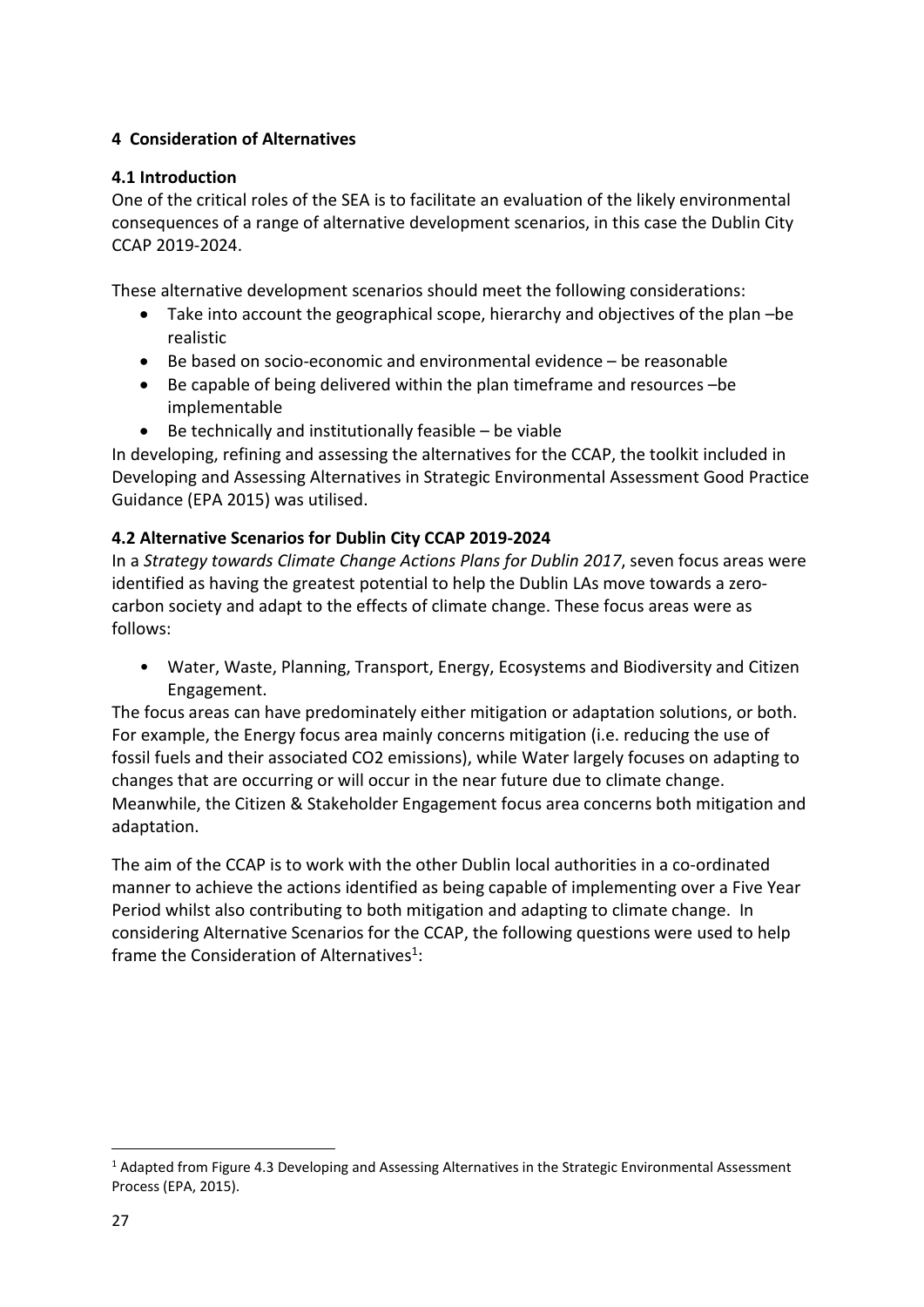## 4 Consideration of Alternatives

### 4.1 Introduction

One of the critical roles of the SEA is to facilitate an evaluation of the likely environmental consequences of a range of alternative development scenarios, in this case the Dublin City CCAP 2019-2024.

These alternative development scenarios should meet the following considerations:

- Take into account the geographical scope, hierarchy and objectives of the plan –be realistic
- Be based on socio-economic and environmental evidence – be reasonable
- Be capable of being delivered within the plan timeframe and resources –be implementable
- Be technically and institutionally feasible – be viable

In developing, refining and assessing the alternatives for the CCAP, the toolkit included in Developing and Assessing Alternatives in Strategic Environmental Assessment Good Practice Guidance (EPA 2015) was utilised.

### 4.2 Alternative Scenarios for Dublin City CCAP 2019-2024

In a *Strategy towards Climate Change Actions Plans for Dublin 2017*, seven focus areas were identified as having the greatest potential to help the Dublin LAs move towards a zero-carbon society and adapt to the effects of climate change. These focus areas were as follows:

- Water, Waste, Planning, Transport, Energy, Ecosystems and Biodiversity and Citizen Engagement.

The focus areas can have predominately either mitigation or adaptation solutions, or both. For example, the Energy focus area mainly concerns mitigation (i.e. reducing the use of fossil fuels and their associated $CO_2$ emissions), while Water largely focuses on adapting to changes that are occurring or will occur in the near future due to climate change. Meanwhile, the Citizen & Stakeholder Engagement focus area concerns both mitigation and adaptation.

The aim of the CCAP is to work with the other Dublin local authorities in a co-ordinated manner to achieve the actions identified as being capable of implementing over a Five Year Period whilst also contributing to both mitigation and adapting to climate change. In considering Alternative Scenarios for the CCAP, the following questions were used to help frame the Consideration of Alternatives[1]:

[1] Adapted from Figure 4.3 Developing and Assessing Alternatives in the Strategic Environmental Assessment Process (EPA, 2015).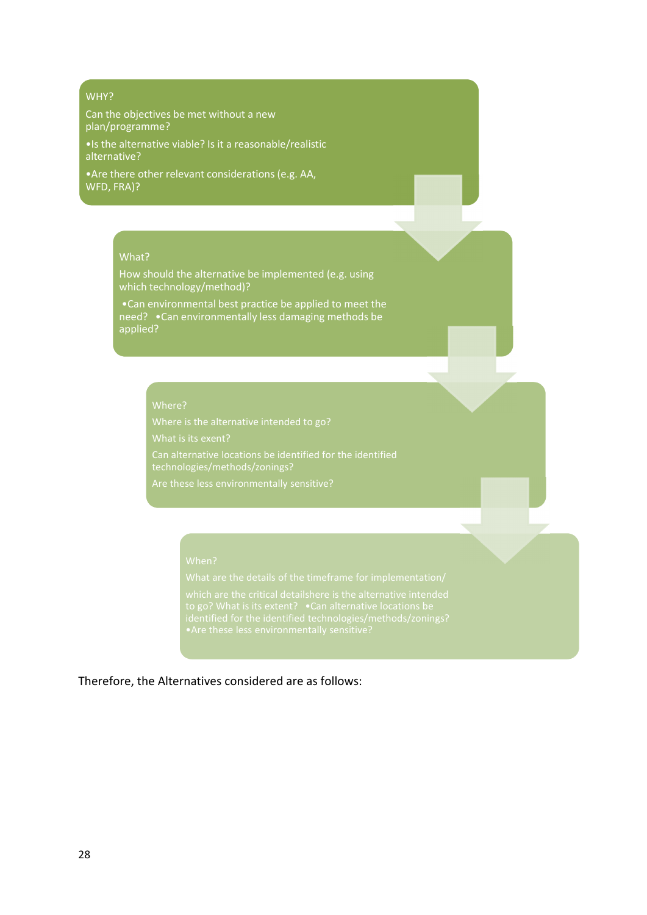WHY?

Can the objectives be met without a new plan/programme?

•Is the alternative viable? Is it a reasonable/realistic alternative?

•Are there other relevant considerations (e.g. AA, WFD, FRA)?

What?

How should the alternative be implemented (e.g. using which technology/method)?

•Can environmental best practice be applied to meet the need? •Can environmentally less damaging methods be applied?

Where?

Where is the alternative intended to go?

What is its exent?

Can alternative locations be identified for the identified technologies/methods/zonings?

Are these less environmentally sensitive?

When?

What are the details of the timeframe for implementation/

which are the critical detailshere is the alternative intended to go? What is its extent? •Can alternative locations be identified for the identified technologies/methods/zonings? •Are these less environmentally sensitive?

Therefore, the Alternatives considered are as follows: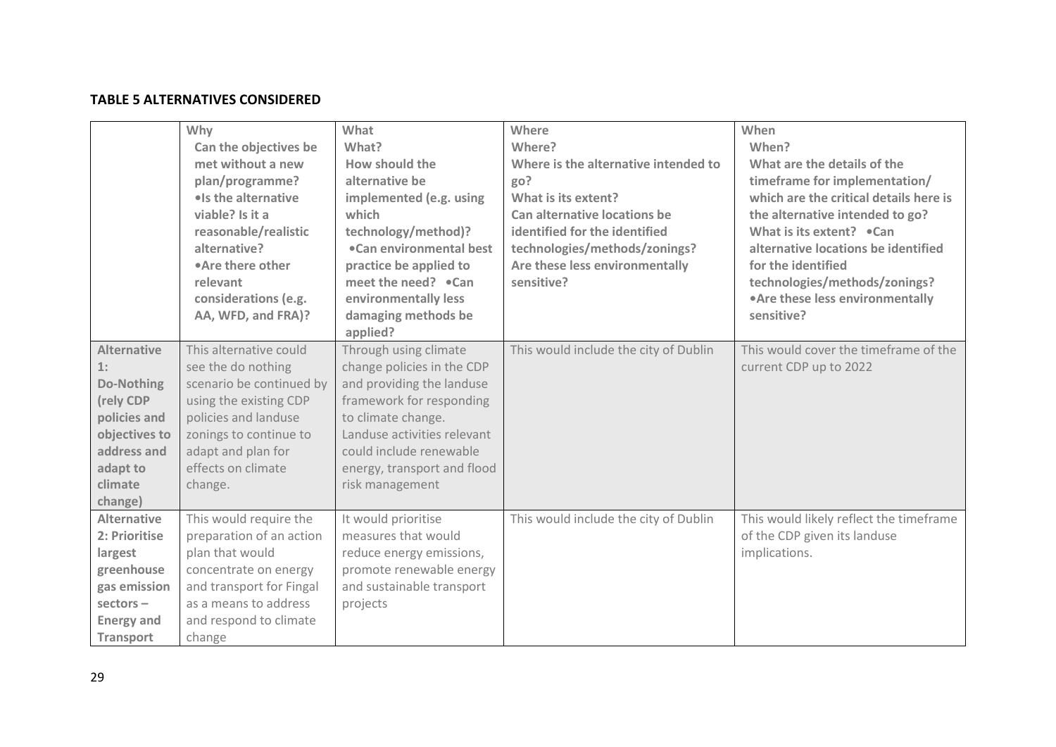**TABLE 5 ALTERNATIVES CONSIDERED**

| | Why<br>Can the objectives be met without a new plan/programme?<br>•Is the alternative viable? Is it a reasonable/realistic alternative?<br>•Are there other relevant considerations (e.g. AA, WFD, and FRA)? | What<br>What?<br>How should the alternative be implemented (e.g. using which technology/method)?<br>•Can environmental best practice be applied to meet the need? •Can environmentally less damaging methods be applied? | Where<br>Where?<br>Where is the alternative intended to go?<br>What is its extent?<br>Can alternative locations be identified for the identified technologies/methods/zonings?<br>Are these less environmentally sensitive? | When<br>When?<br>What are the details of the timeframe for implementation/ which are the critical details here is the alternative intended to go?<br>What is its extent? •Can alternative locations be identified for the identified technologies/methods/zonings?<br>•Are these less environmentally sensitive? |
|---|---|---|---|---|
| **Alternative 1: Do-Nothing (rely CDP policies and objectives to address and adapt to climate change)** | This alternative could see the do nothing scenario be continued by using the existing CDP policies and landuse zonings to continue to adapt and plan for effects on climate change. | Through using climate change policies in the CDP and providing the landuse framework for responding to climate change. Landuse activities relevant could include renewable energy, transport and flood risk management | This would include the city of Dublin | This would cover the timeframe of the current CDP up to 2022 |
| **Alternative 2: Prioritise largest greenhouse gas emission sectors – Energy and Transport** | This would require the preparation of an action plan that would concentrate on energy and transport for Fingal as a means to address and respond to climate change | It would prioritise measures that would reduce energy emissions, promote renewable energy and sustainable transport projects | This would include the city of Dublin | This would likely reflect the timeframe of the CDP given its landuse implications. |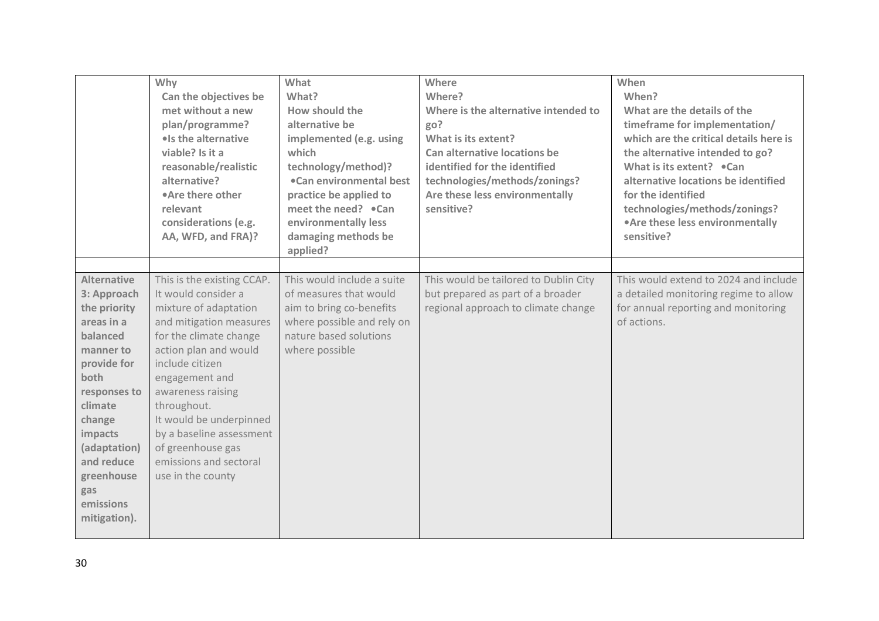| | Why<br>Can the objectives be met without a new plan/programme?<br>•Is the alternative viable? Is it a reasonable/realistic alternative?<br>•Are there other relevant considerations (e.g. AA, WFD, and FRA)? | What<br>What?<br>How should the alternative be implemented (e.g. using which technology/method)?<br>•Can environmental best practice be applied to meet the need? •Can environmentally less damaging methods be applied? | Where<br>Where?<br>Where is the alternative intended to go?<br>What is its extent?<br>Can alternative locations be identified for the identified technologies/methods/zonings?<br>Are these less environmentally sensitive? | When<br>When?<br>What are the details of the timeframe for implementation/ which are the critical details here is the alternative intended to go?<br>What is its extent? •Can alternative locations be identified for the identified technologies/methods/zonings?<br>•Are these less environmentally sensitive? |
|---|---|---|---|---|
| | | | | |
| **Alternative 3: Approach the priority areas in a balanced manner to provide for both responses to climate change impacts (adaptation) and reduce greenhouse gas emissions mitigation).** | This is the existing CCAP. It would consider a mixture of adaptation and mitigation measures for the climate change action plan and would include citizen engagement and awareness raising throughout.<br>It would be underpinned by a baseline assessment of greenhouse gas emissions and sectoral use in the county | This would include a suite of measures that would aim to bring co-benefits where possible and rely on nature based solutions where possible | This would be tailored to Dublin City but prepared as part of a broader regional approach to climate change | This would extend to 2024 and include a detailed monitoring regime to allow for annual reporting and monitoring of actions. |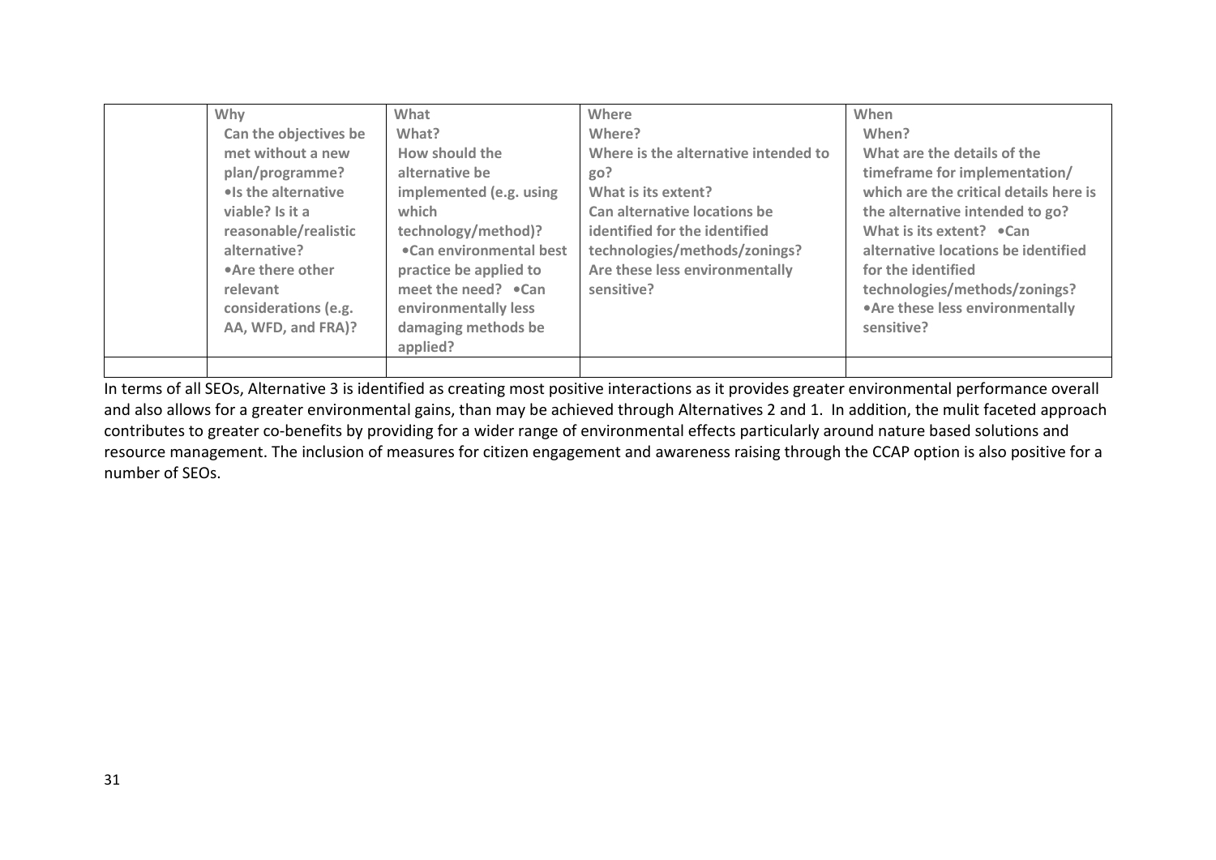| | Why | What | Where | When |
| --- | --- | --- | --- | --- |
| | Can the objectives be met without a new plan/programme? •Is the alternative viable? Is it a reasonable/realistic alternative? •Are there other relevant considerations (e.g. AA, WFD, and FRA)? | What? How should the alternative be implemented (e.g. using which technology/method)? •Can environmental best practice be applied to meet the need? •Can environmentally less damaging methods be applied? | Where? Where is the alternative intended to go? What is its extent? Can alternative locations be identified for the identified technologies/methods/zonings? Are these less environmentally sensitive? | When? What are the details of the timeframe for implementation/ which are the critical details here is the alternative intended to go? What is its extent? •Can alternative locations be identified for the identified technologies/methods/zonings? •Are these less environmentally sensitive? |
| | | | | |

In terms of all SEOs, Alternative 3 is identified as creating most positive interactions as it provides greater environmental performance overall and also allows for a greater environmental gains, than may be achieved through Alternatives 2 and 1. In addition, the mulit faceted approach contributes to greater co-benefits by providing for a wider range of environmental effects particularly around nature based solutions and resource management. The inclusion of measures for citizen engagement and awareness raising through the CCAP option is also positive for a number of SEOs.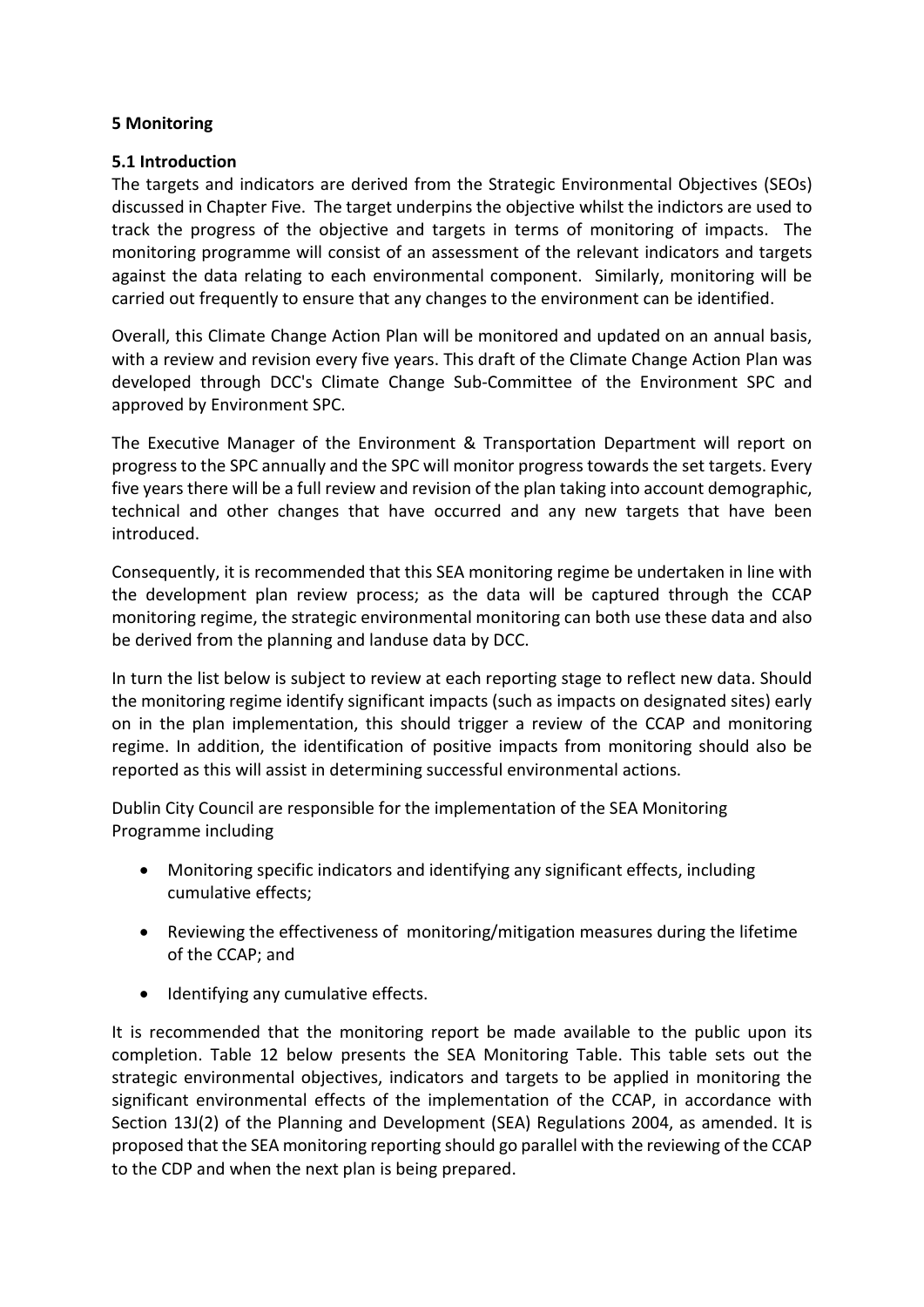## 5 Monitoring

### 5.1 Introduction

The targets and indicators are derived from the Strategic Environmental Objectives (SEOs) discussed in Chapter Five. The target underpins the objective whilst the indictors are used to track the progress of the objective and targets in terms of monitoring of impacts. The monitoring programme will consist of an assessment of the relevant indicators and targets against the data relating to each environmental component. Similarly, monitoring will be carried out frequently to ensure that any changes to the environment can be identified.

Overall, this Climate Change Action Plan will be monitored and updated on an annual basis, with a review and revision every five years. This draft of the Climate Change Action Plan was developed through DCC's Climate Change Sub-Committee of the Environment SPC and approved by Environment SPC.

The Executive Manager of the Environment & Transportation Department will report on progress to the SPC annually and the SPC will monitor progress towards the set targets. Every five years there will be a full review and revision of the plan taking into account demographic, technical and other changes that have occurred and any new targets that have been introduced.

Consequently, it is recommended that this SEA monitoring regime be undertaken in line with the development plan review process; as the data will be captured through the CCAP monitoring regime, the strategic environmental monitoring can both use these data and also be derived from the planning and landuse data by DCC.

In turn the list below is subject to review at each reporting stage to reflect new data. Should the monitoring regime identify significant impacts (such as impacts on designated sites) early on in the plan implementation, this should trigger a review of the CCAP and monitoring regime. In addition, the identification of positive impacts from monitoring should also be reported as this will assist in determining successful environmental actions.

Dublin City Council are responsible for the implementation of the SEA Monitoring Programme including

- Monitoring specific indicators and identifying any significant effects, including cumulative effects;
- Reviewing the effectiveness of monitoring/mitigation measures during the lifetime of the CCAP; and
- Identifying any cumulative effects.

It is recommended that the monitoring report be made available to the public upon its completion. Table 12 below presents the SEA Monitoring Table. This table sets out the strategic environmental objectives, indicators and targets to be applied in monitoring the significant environmental effects of the implementation of the CCAP, in accordance with Section 13J(2) of the Planning and Development (SEA) Regulations 2004, as amended. It is proposed that the SEA monitoring reporting should go parallel with the reviewing of the CCAP to the CDP and when the next plan is being prepared.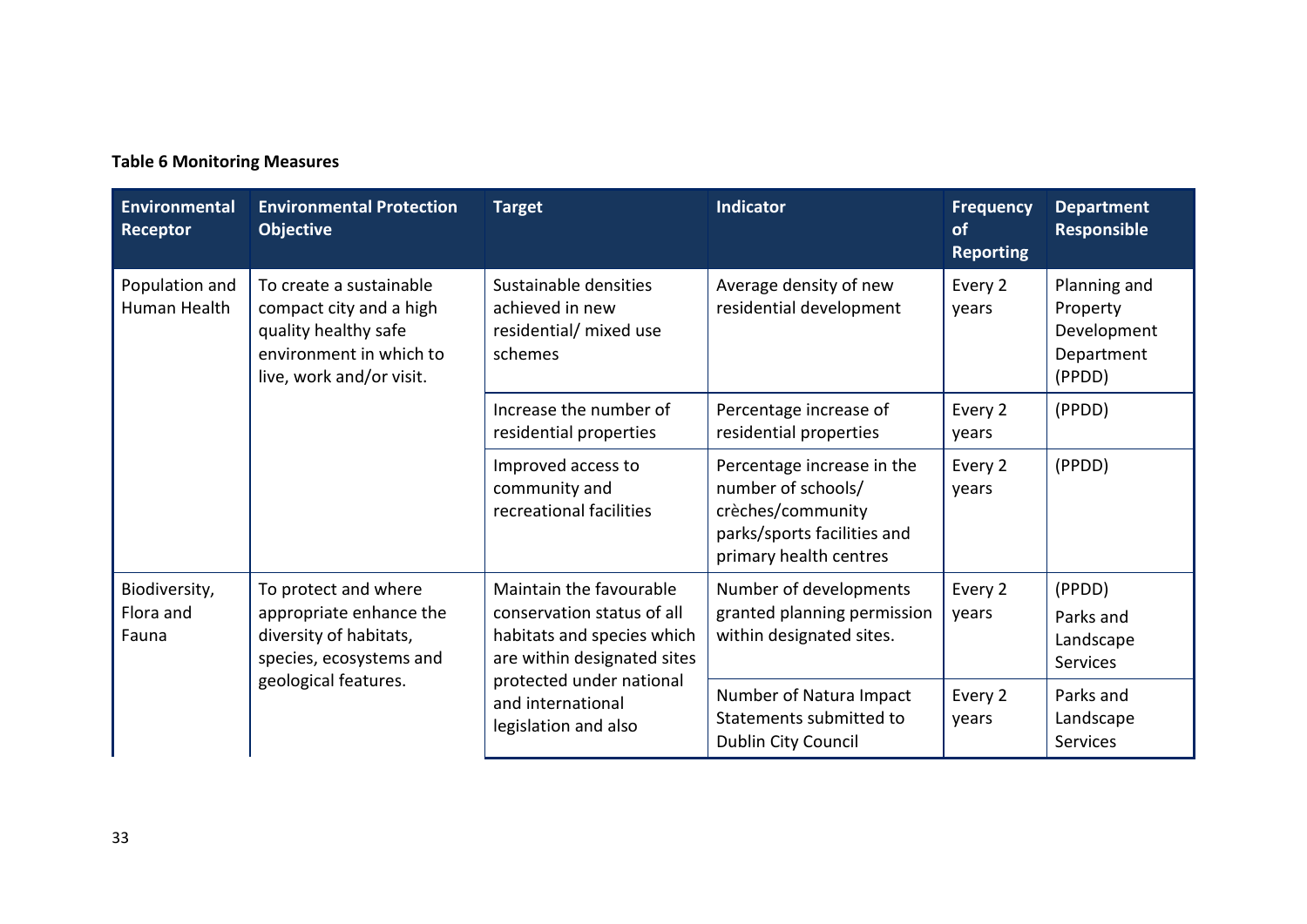**Table 6 Monitoring Measures**

| Environmental Receptor | Environmental Protection Objective | Target | Indicator | Frequency of Reporting | Department Responsible |
|---|---|---|---|---|---|
| Population and Human Health | To create a sustainable compact city and a high quality healthy safe environment in which to live, work and/or visit. | Sustainable densities achieved in new residential/ mixed use schemes | Average density of new residential development | Every 2 years | Planning and Property Development Department (PPDD) |
| | | Increase the number of residential properties | Percentage increase of residential properties | Every 2 years | (PPDD) |
| | | Improved access to community and recreational facilities | Percentage increase in the number of schools/ crèches/community parks/sports facilities and primary health centres | Every 2 years | (PPDD) |
| Biodiversity, Flora and Fauna | To protect and where appropriate enhance the diversity of habitats, species, ecosystems and geological features. | Maintain the favourable conservation status of all habitats and species which are within designated sites protected under national and international legislation and also | Number of developments granted planning permission within designated sites. | Every 2 years | (PPDD) Parks and Landscape Services |
| | | | Number of Natura Impact Statements submitted to Dublin City Council | Every 2 years | Parks and Landscape Services |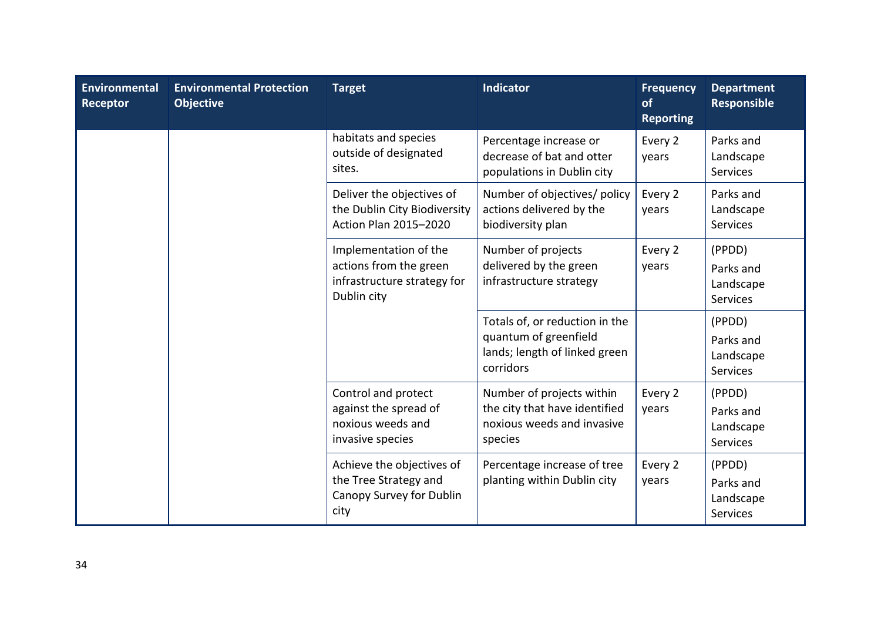| Environmental Receptor | Environmental Protection Objective | Target | Indicator | Frequency of Reporting | Department Responsible |
|---|---|---|---|---|---|
| | | habitats and species outside of designated sites. | Percentage increase or decrease of bat and otter populations in Dublin city | Every 2 years | Parks and Landscape Services |
| | | Deliver the objectives of the Dublin City Biodiversity Action Plan 2015–2020 | Number of objectives/ policy actions delivered by the biodiversity plan | Every 2 years | Parks and Landscape Services |
| | | Implementation of the actions from the green infrastructure strategy for Dublin city | Number of projects delivered by the green infrastructure strategy | Every 2 years | (PPDD) Parks and Landscape Services |
| | | | Totals of, or reduction in the quantum of greenfield lands; length of linked green corridors | | (PPDD) Parks and Landscape Services |
| | | Control and protect against the spread of noxious weeds and invasive species | Number of projects within the city that have identified noxious weeds and invasive species | Every 2 years | (PPDD) Parks and Landscape Services |
| | | Achieve the objectives of the Tree Strategy and Canopy Survey for Dublin city | Percentage increase of tree planting within Dublin city | Every 2 years | (PPDD) Parks and Landscape Services |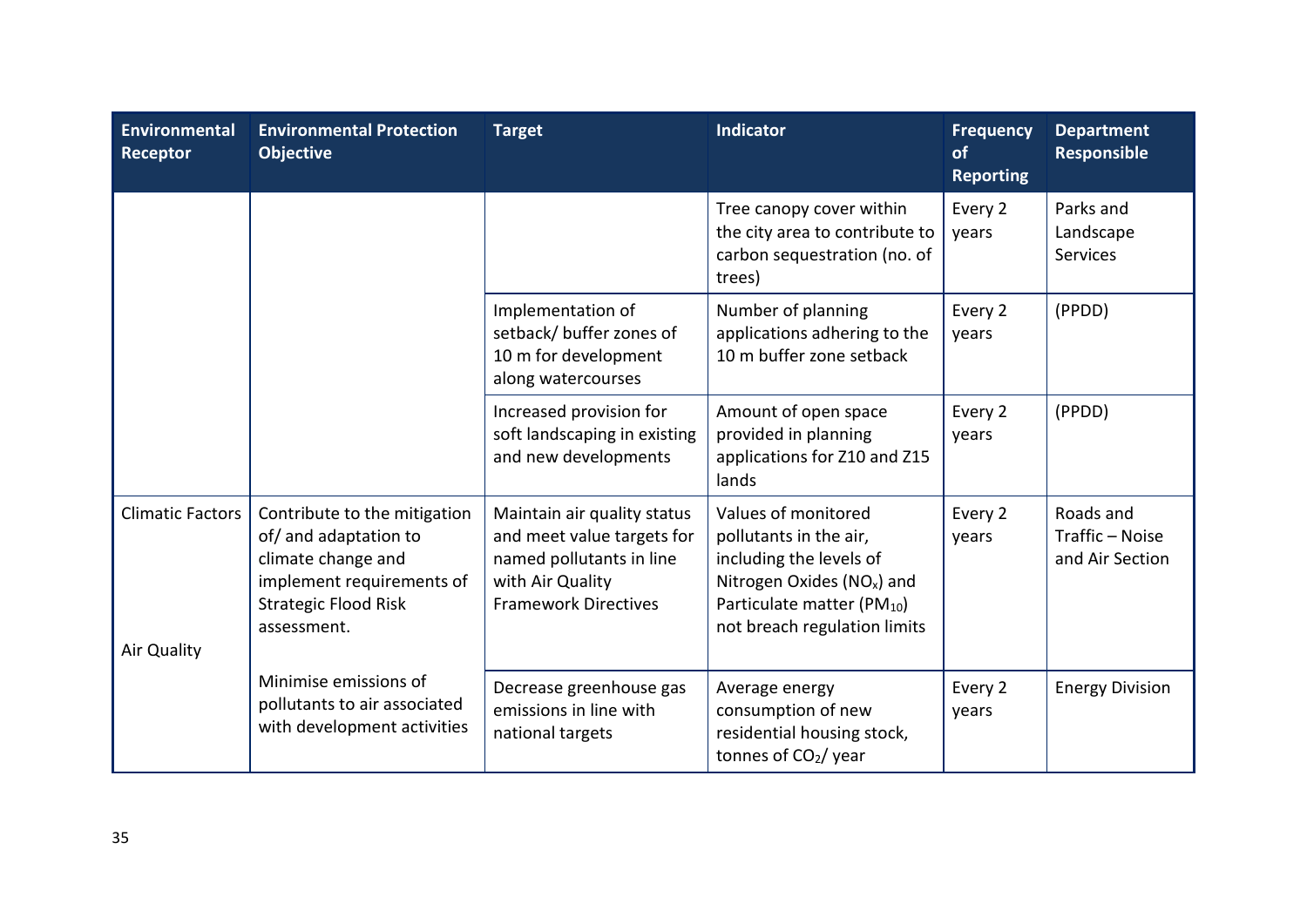| Environmental Receptor | Environmental Protection Objective | Target | Indicator | Frequency of Reporting | Department Responsible |
|---|---|---|---|---|---|
| | | | Tree canopy cover within the city area to contribute to carbon sequestration (no. of trees) | Every 2 years | Parks and Landscape Services |
| | | Implementation of setback/ buffer zones of 10 m for development along watercourses | Number of planning applications adhering to the 10 m buffer zone setback | Every 2 years | (PPDD) |
| | | Increased provision for soft landscaping in existing and new developments | Amount of open space provided in planning applications for Z10 and Z15 lands | Every 2 years | (PPDD) |
| Climatic Factors | Contribute to the mitigation of/ and adaptation to climate change and implement requirements of Strategic Flood Risk assessment. | Maintain air quality status and meet value targets for named pollutants in line with Air Quality Framework Directives | Values of monitored pollutants in the air, including the levels of Nitrogen Oxides ($NO_x$) and Particulate matter ($PM_{10}$) not breach regulation limits | Every 2 years | Roads and Traffic – Noise and Air Section |
| Air Quality | Minimise emissions of pollutants to air associated with development activities | Decrease greenhouse gas emissions in line with national targets | Average energy consumption of new residential housing stock, tonnes of $CO_2$/ year | Every 2 years | Energy Division |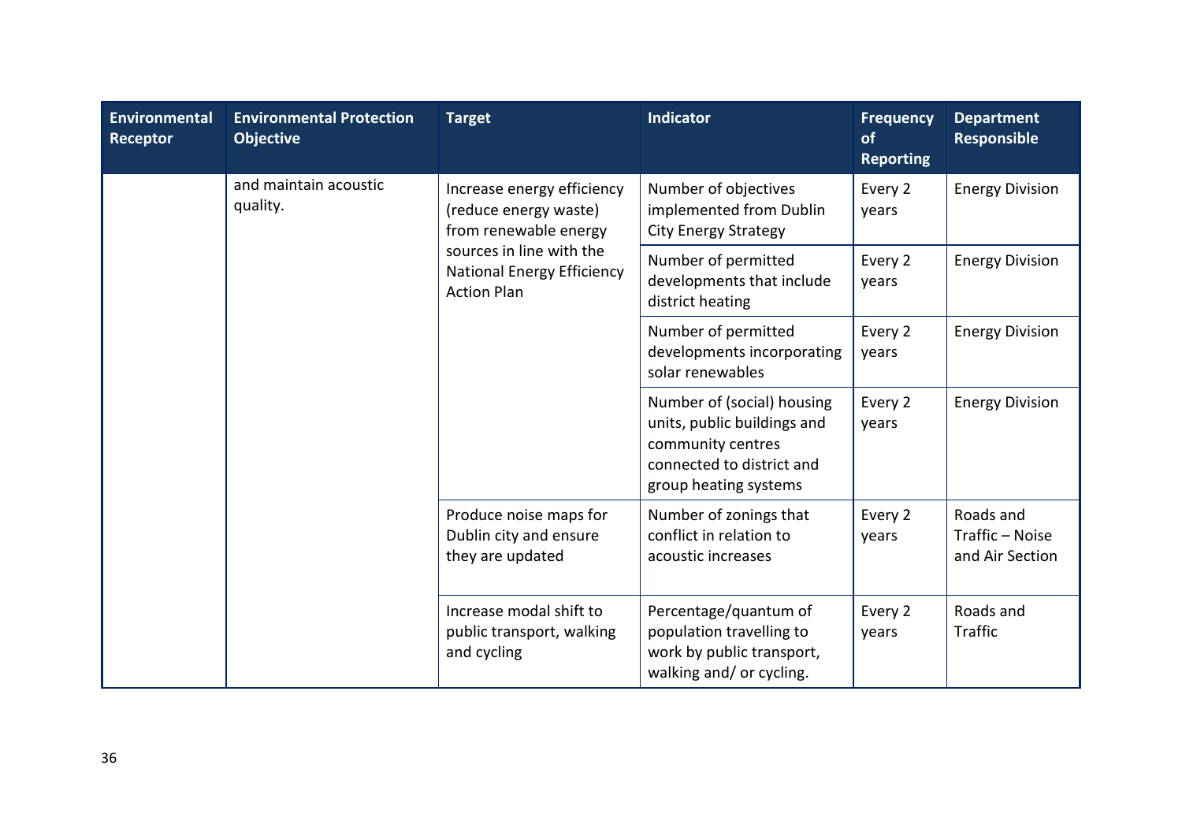| Environmental Receptor | Environmental Protection Objective | Target | Indicator | Frequency of Reporting | Department Responsible |
|---|---|---|---|---|---|
| | and maintain acoustic quality. | Increase energy efficiency (reduce energy waste) from renewable energy sources in line with the National Energy Efficiency Action Plan | Number of objectives implemented from Dublin City Energy Strategy | Every 2 years | Energy Division |
| | | | Number of permitted developments that include district heating | Every 2 years | Energy Division |
| | | | Number of permitted developments incorporating solar renewables | Every 2 years | Energy Division |
| | | | Number of (social) housing units, public buildings and community centres connected to district and group heating systems | Every 2 years | Energy Division |
| | | Produce noise maps for Dublin city and ensure they are updated | Number of zonings that conflict in relation to acoustic increases | Every 2 years | Roads and Traffic – Noise and Air Section |
| | | Increase modal shift to public transport, walking and cycling | Percentage/quantum of population travelling to work by public transport, walking and/ or cycling. | Every 2 years | Roads and Traffic |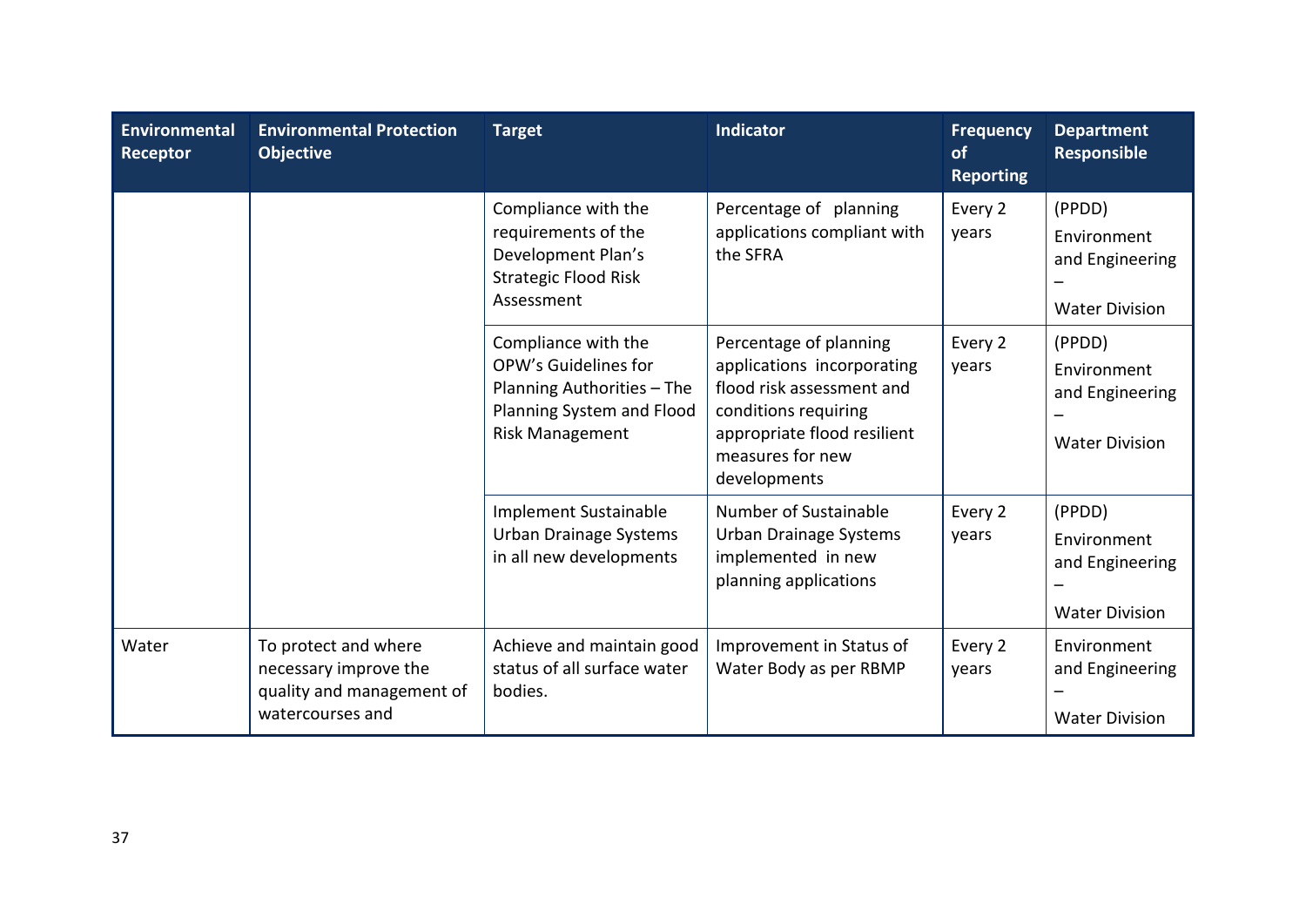| Environmental Receptor | Environmental Protection Objective | Target | Indicator | Frequency of Reporting | Department Responsible |
|---|---|---|---|---|---|
| | | Compliance with the requirements of the Development Plan's Strategic Flood Risk Assessment | Percentage of planning applications compliant with the SFRA | Every 2 years | (PPDD) Environment and Engineering – Water Division |
| | | Compliance with the OPW's Guidelines for Planning Authorities – The Planning System and Flood Risk Management | Percentage of planning applications incorporating flood risk assessment and conditions requiring appropriate flood resilient measures for new developments | Every 2 years | (PPDD) Environment and Engineering – Water Division |
| | | Implement Sustainable Urban Drainage Systems in all new developments | Number of Sustainable Urban Drainage Systems implemented in new planning applications | Every 2 years | (PPDD) Environment and Engineering – Water Division |
| Water | To protect and where necessary improve the quality and management of watercourses and | Achieve and maintain good status of all surface water bodies. | Improvement in Status of Water Body as per RBMP | Every 2 years | Environment and Engineering – Water Division |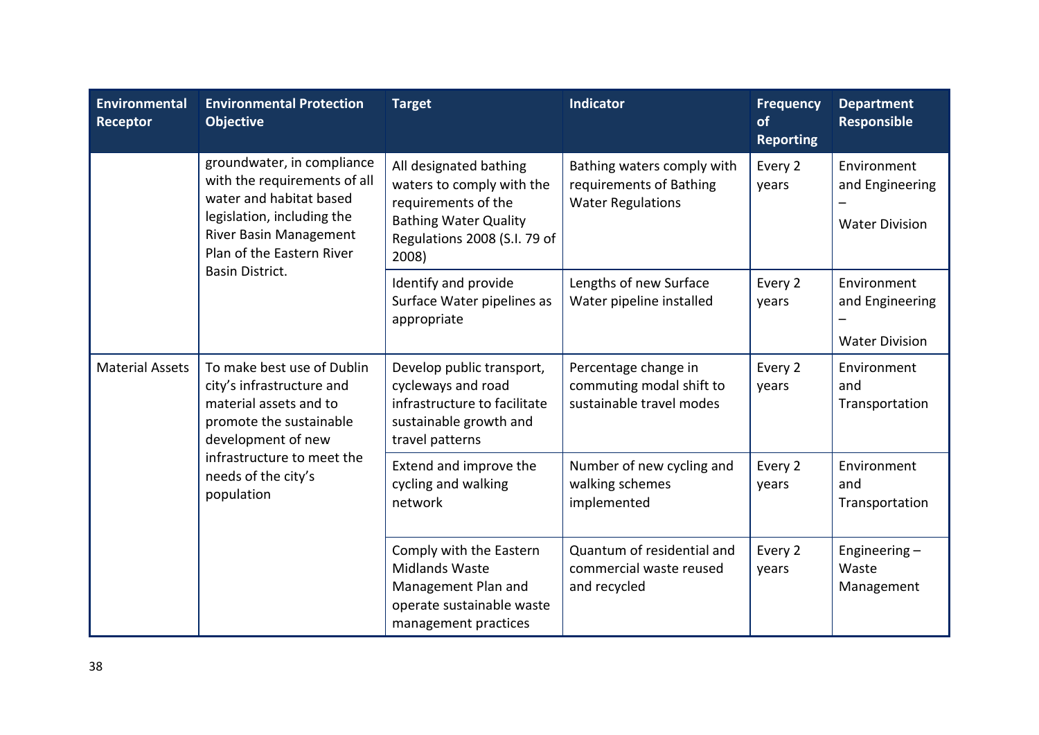| Environmental Receptor | Environmental Protection Objective | Target | Indicator | Frequency of Reporting | Department Responsible |
|---|---|---|---|---|---|
| | groundwater, in compliance with the requirements of all water and habitat based legislation, including the River Basin Management Plan of the Eastern River Basin District. | All designated bathing waters to comply with the requirements of the Bathing Water Quality Regulations 2008 (S.I. 79 of 2008) | Bathing waters comply with requirements of Bathing Water Regulations | Every 2 years | Environment and Engineering – Water Division |
| | | Identify and provide Surface Water pipelines as appropriate | Lengths of new Surface Water pipeline installed | Every 2 years | Environment and Engineering – Water Division |
| Material Assets | To make best use of Dublin city's infrastructure and material assets and to promote the sustainable development of new infrastructure to meet the needs of the city's population | Develop public transport, cycleways and road infrastructure to facilitate sustainable growth and travel patterns | Percentage change in commuting modal shift to sustainable travel modes | Every 2 years | Environment and Transportation |
| | | Extend and improve the cycling and walking network | Number of new cycling and walking schemes implemented | Every 2 years | Environment and Transportation |
| | | Comply with the Eastern Midlands Waste Management Plan and operate sustainable waste management practices | Quantum of residential and commercial waste reused and recycled | Every 2 years | Engineering – Waste Management |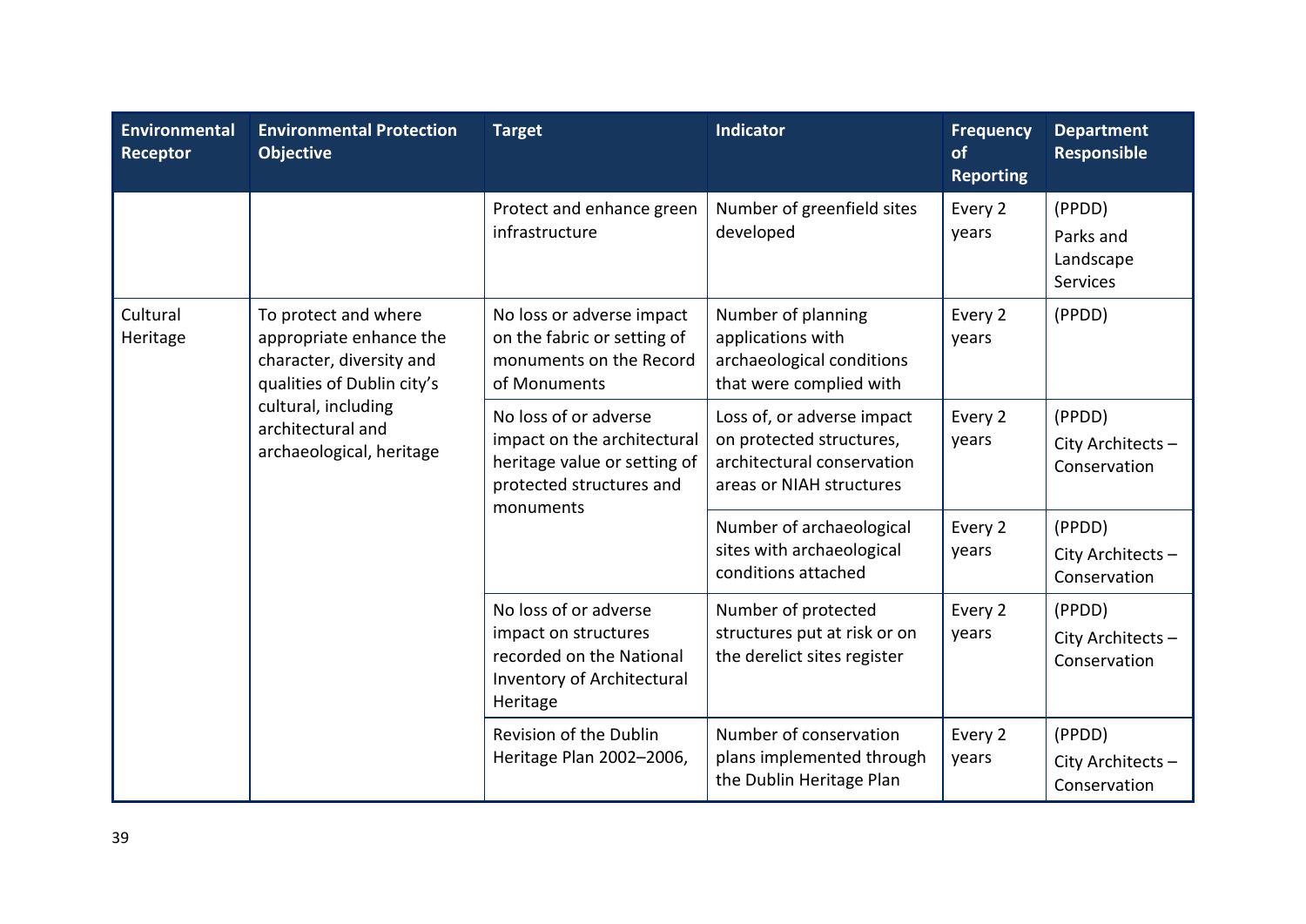| Environmental Receptor | Environmental Protection Objective | Target | Indicator | Frequency of Reporting | Department Responsible |
|---|---|---|---|---|---|
| | | Protect and enhance green infrastructure | Number of greenfield sites developed | Every 2 years | (PPDD) Parks and Landscape Services |
| Cultural Heritage | To protect and where appropriate enhance the character, diversity and qualities of Dublin city's cultural, including architectural and archaeological, heritage | No loss or adverse impact on the fabric or setting of monuments on the Record of Monuments | Number of planning applications with archaeological conditions that were complied with | Every 2 years | (PPDD) |
| | | No loss of or adverse impact on the architectural heritage value or setting of protected structures and monuments | Loss of, or adverse impact on protected structures, architectural conservation areas or NIAH structures | Every 2 years | (PPDD) City Architects – Conservation |
| | | | Number of archaeological sites with archaeological conditions attached | Every 2 years | (PPDD) City Architects – Conservation |
| | | No loss of or adverse impact on structures recorded on the National Inventory of Architectural Heritage | Number of protected structures put at risk or on the derelict sites register | Every 2 years | (PPDD) City Architects – Conservation |
| | | Revision of the Dublin Heritage Plan 2002–2006, | Number of conservation plans implemented through the Dublin Heritage Plan | Every 2 years | (PPDD) City Architects – Conservation |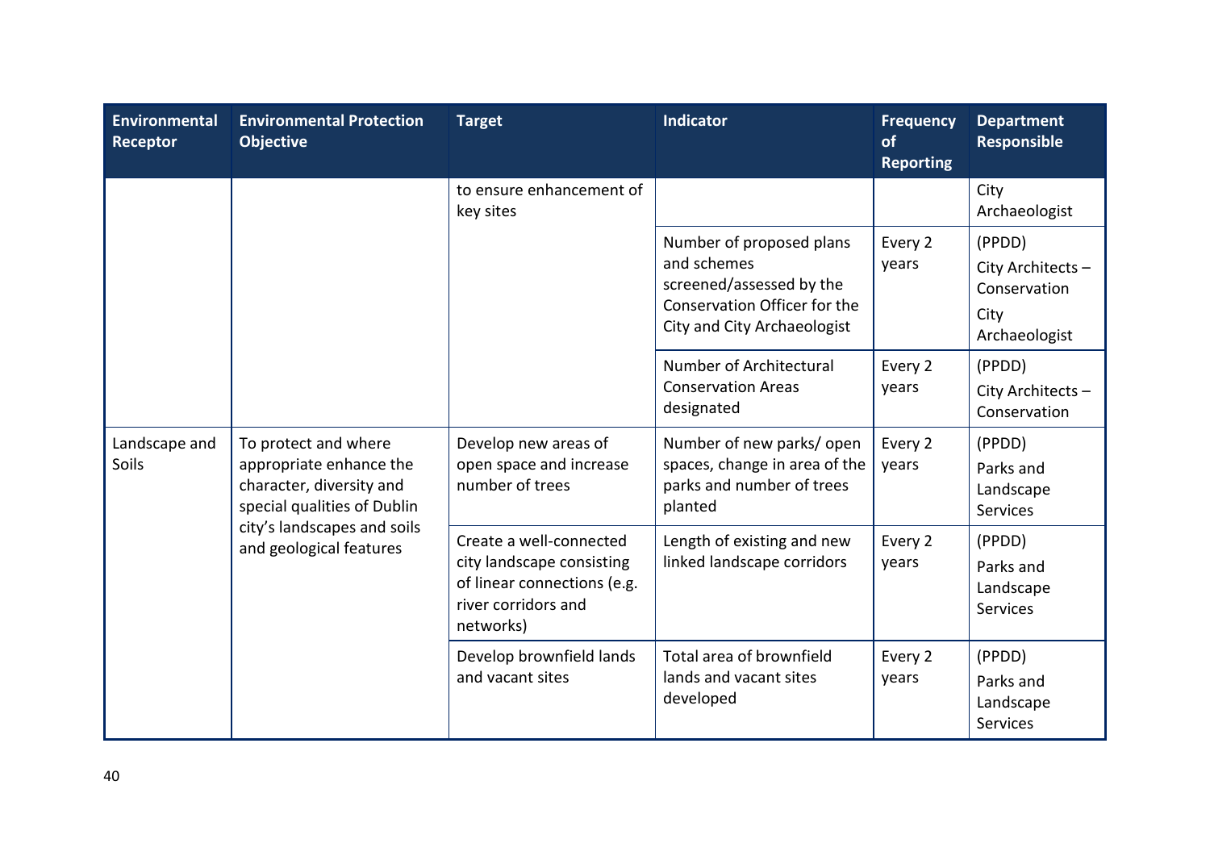| Environmental Receptor | Environmental Protection Objective | Target | Indicator | Frequency of Reporting | Department Responsible |
|---|---|---|---|---|---|
| | | to ensure enhancement of key sites | | | City Archaeologist |
| | | | Number of proposed plans and schemes screened/assessed by the Conservation Officer for the City and City Archaeologist | Every 2 years | (PPDD) City Architects – Conservation City Archaeologist |
| | | | Number of Architectural Conservation Areas designated | Every 2 years | (PPDD) City Architects – Conservation |
| Landscape and Soils | To protect and where appropriate enhance the character, diversity and special qualities of Dublin city's landscapes and soils and geological features | Develop new areas of open space and increase number of trees | Number of new parks/ open spaces, change in area of the parks and number of trees planted | Every 2 years | (PPDD) Parks and Landscape Services |
| | | Create a well-connected city landscape consisting of linear connections (e.g. river corridors and networks) | Length of existing and new linked landscape corridors | Every 2 years | (PPDD) Parks and Landscape Services |
| | | Develop brownfield lands and vacant sites | Total area of brownfield lands and vacant sites developed | Every 2 years | (PPDD) Parks and Landscape Services |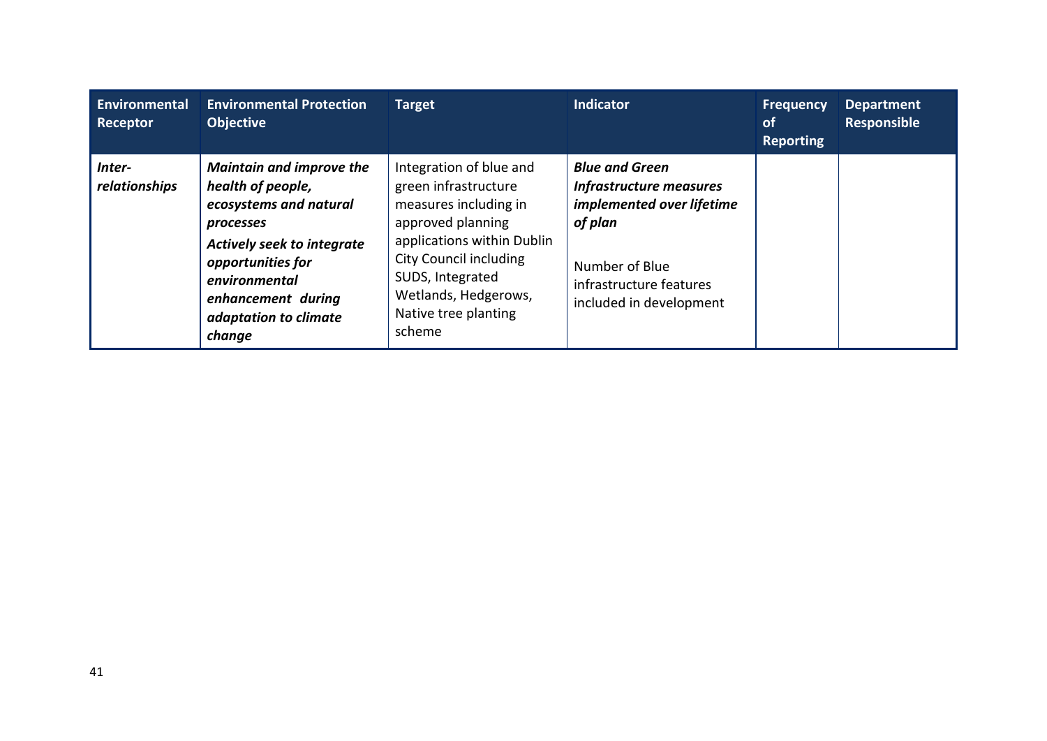| Environmental Receptor | Environmental Protection Objective | Target | Indicator | Frequency of Reporting | Department Responsible |
|---|---|---|---|---|---|
| ***Inter-relationships*** | ***Maintain and improve the health of people, ecosystems and natural processes*** <br> ***Actively seek to integrate opportunities for environmental enhancement during adaptation to climate change*** | Integration of blue and green infrastructure measures including in approved planning applications within Dublin City Council including SUDS, Integrated Wetlands, Hedgerows, Native tree planting scheme | ***Blue and Green Infrastructure measures implemented over lifetime of plan*** <br><br> Number of Blue infrastructure features included in development | | |